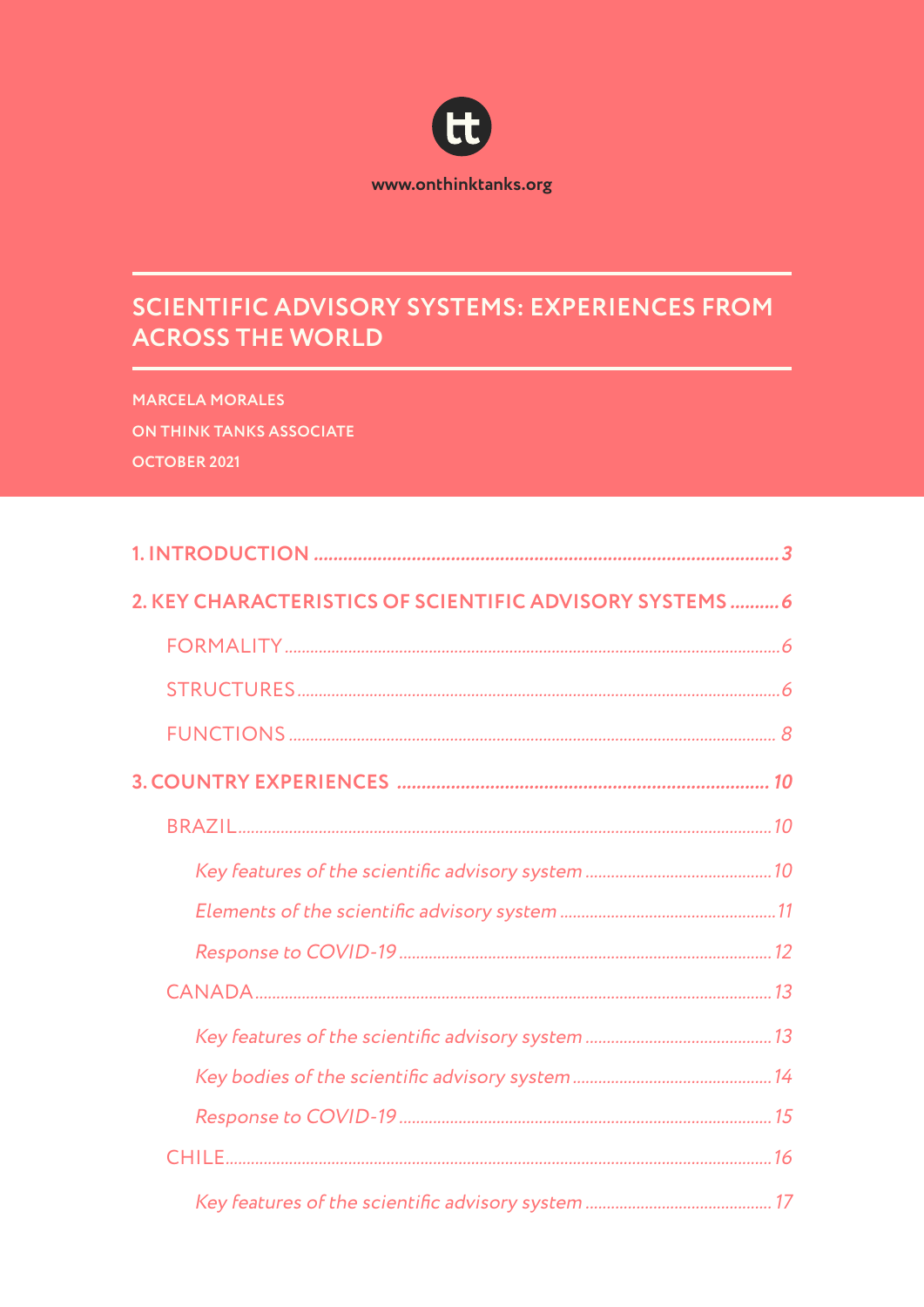www.onthinktanks.org

# SCIENTIFIC ADVISORY SYSTEMS: EXPERIENCES FROM ACROSS THE WORLD

**MARCELA MORALES**

**ON THINK TANKS ASSOCIATE**

**OCTOBER 2021**

**1. INTRODUCTION** ............................................................ **3**

**2. KEY CHARACTERISTICS OF SCIENTIFIC ADVISORY SYSTEMS** .......... **6**

- FORMALITY ............................................................ 6
- STRUCTURES ............................................................ 6
- FUNCTIONS ............................................................ 8

**3. COUNTRY EXPERIENCES** ............................................................ **10**

- BRAZIL ............................................................ 10
  - *Key features of the scientific advisory system* ............................................ 10
  - *Elements of the scientific advisory system* ............................................ 11
  - *Response to COVID-19* ............................................ 12
- CANADA ............................................................ 13
  - *Key features of the scientific advisory system* ............................................ 13
  - *Key bodies of the scientific advisory system* ............................................ 14
  - *Response to COVID-19* ............................................ 15
- CHILE ............................................................ 16
  - *Key features of the scientific advisory system* ............................................ 17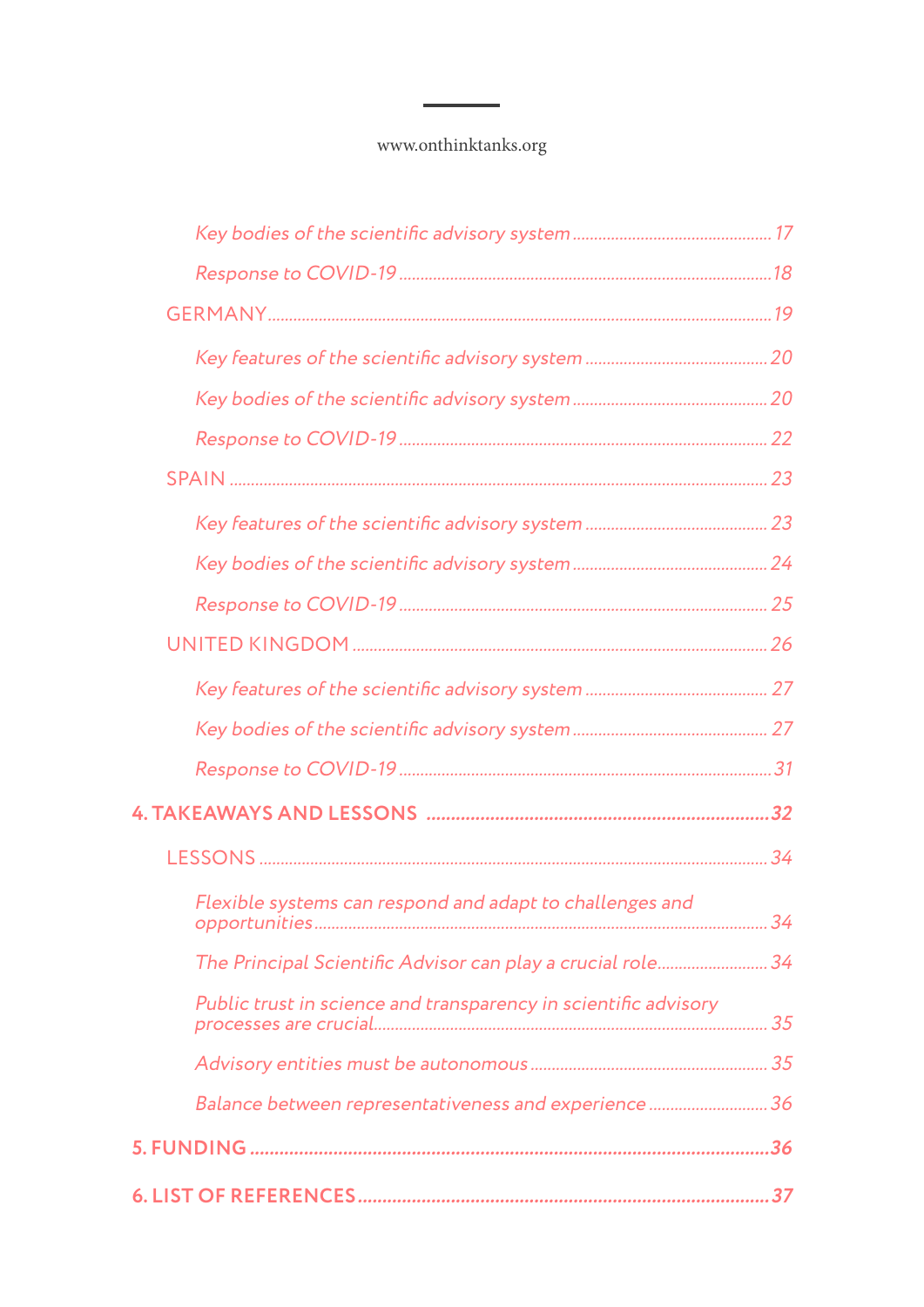*Key bodies of the scientific advisory system* ........ 17

*Response to COVID-19* ........ 18

GERMANY ........ 19

*Key features of the scientific advisory system* ........ 20

*Key bodies of the scientific advisory system* ........ 20

*Response to COVID-19* ........ 22

SPAIN ........ 23

*Key features of the scientific advisory system* ........ 23

*Key bodies of the scientific advisory system* ........ 24

*Response to COVID-19* ........ 25

UNITED KINGDOM ........ 26

*Key features of the scientific advisory system* ........ 27

*Key bodies of the scientific advisory system* ........ 27

*Response to COVID-19* ........ 31

**4. TAKEAWAYS AND LESSONS ........ 32**

LESSONS ........ 34

*Flexible systems can respond and adapt to challenges and opportunities* ........ 34

*The Principal Scientific Advisor can play a crucial role* ........ 34

*Public trust in science and transparency in scientific advisory processes are crucial* ........ 35

*Advisory entities must be autonomous* ........ 35

*Balance between representativeness and experience* ........ 36

**5. FUNDING ........ 36**

**6. LIST OF REFERENCES ........ 37**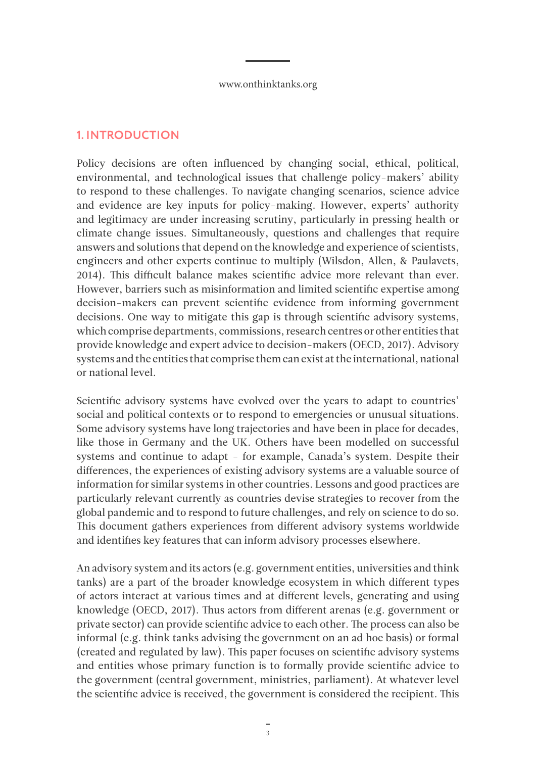## 1. INTRODUCTION

Policy decisions are often influenced by changing social, ethical, political, environmental, and technological issues that challenge policy-makers' ability to respond to these challenges. To navigate changing scenarios, science advice and evidence are key inputs for policy-making. However, experts' authority and legitimacy are under increasing scrutiny, particularly in pressing health or climate change issues. Simultaneously, questions and challenges that require answers and solutions that depend on the knowledge and experience of scientists, engineers and other experts continue to multiply (Wilsdon, Allen, & Paulavets, 2014). This difficult balance makes scientific advice more relevant than ever. However, barriers such as misinformation and limited scientific expertise among decision-makers can prevent scientific evidence from informing government decisions. One way to mitigate this gap is through scientific advisory systems, which comprise departments, commissions, research centres or other entities that provide knowledge and expert advice to decision-makers (OECD, 2017). Advisory systems and the entities that comprise them can exist at the international, national or national level.

Scientific advisory systems have evolved over the years to adapt to countries' social and political contexts or to respond to emergencies or unusual situations. Some advisory systems have long trajectories and have been in place for decades, like those in Germany and the UK. Others have been modelled on successful systems and continue to adapt – for example, Canada's system. Despite their differences, the experiences of existing advisory systems are a valuable source of information for similar systems in other countries. Lessons and good practices are particularly relevant currently as countries devise strategies to recover from the global pandemic and to respond to future challenges, and rely on science to do so. This document gathers experiences from different advisory systems worldwide and identifies key features that can inform advisory processes elsewhere.

An advisory system and its actors (e.g. government entities, universities and think tanks) are a part of the broader knowledge ecosystem in which different types of actors interact at various times and at different levels, generating and using knowledge (OECD, 2017). Thus actors from different arenas (e.g. government or private sector) can provide scientific advice to each other. The process can also be informal (e.g. think tanks advising the government on an ad hoc basis) or formal (created and regulated by law). This paper focuses on scientific advisory systems and entities whose primary function is to formally provide scientific advice to the government (central government, ministries, parliament). At whatever level the scientific advice is received, the government is considered the recipient. This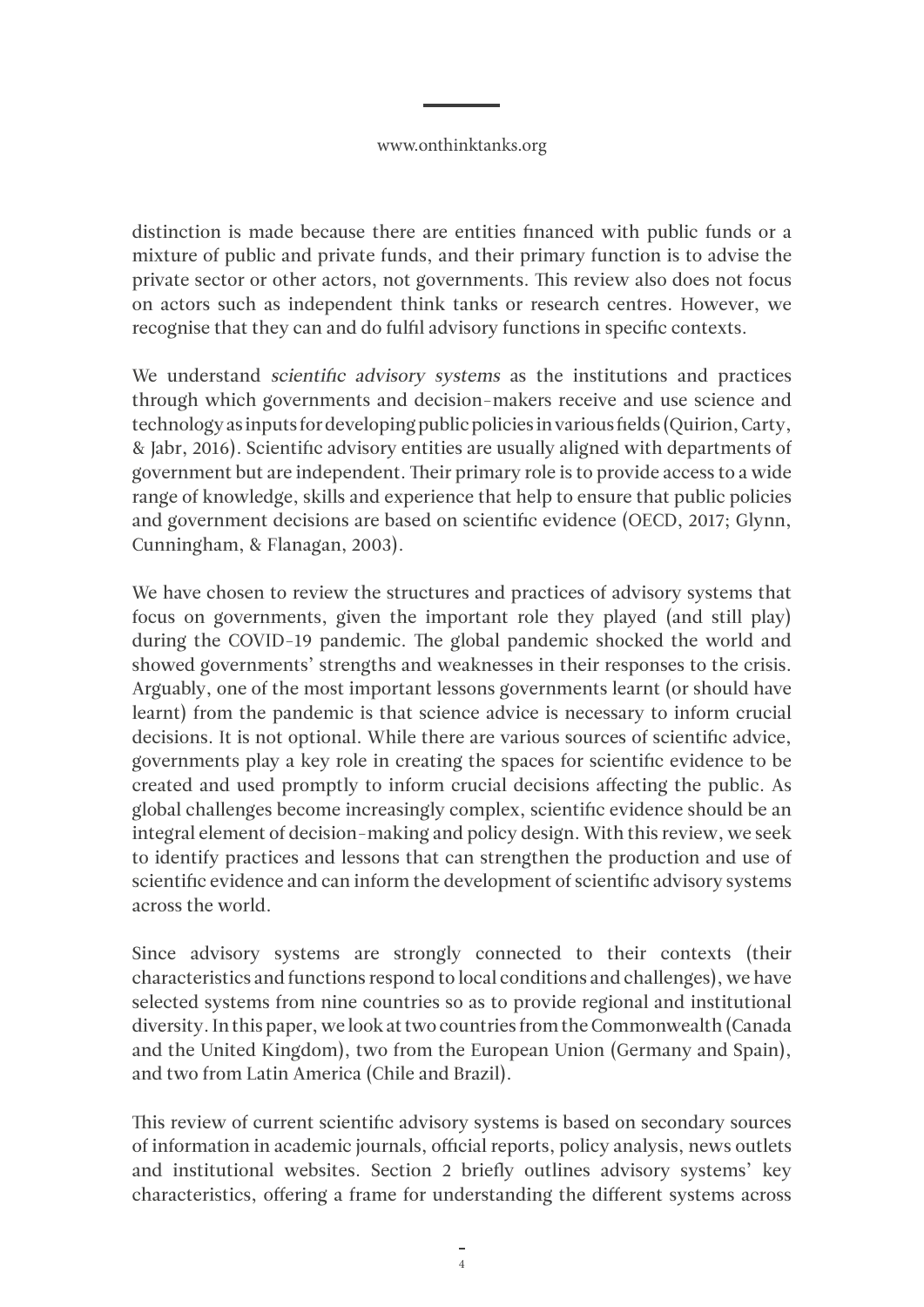distinction is made because there are entities financed with public funds or a mixture of public and private funds, and their primary function is to advise the private sector or other actors, not governments. This review also does not focus on actors such as independent think tanks or research centres. However, we recognise that they can and do fulfil advisory functions in specific contexts.

We understand *scientific advisory systems* as the institutions and practices through which governments and decision-makers receive and use science and technology as inputs for developing public policies in various fields (Quirion, Carty, & Jabr, 2016). Scientific advisory entities are usually aligned with departments of government but are independent. Their primary role is to provide access to a wide range of knowledge, skills and experience that help to ensure that public policies and government decisions are based on scientific evidence (OECD, 2017; Glynn, Cunningham, & Flanagan, 2003).

We have chosen to review the structures and practices of advisory systems that focus on governments, given the important role they played (and still play) during the COVID-19 pandemic. The global pandemic shocked the world and showed governments' strengths and weaknesses in their responses to the crisis. Arguably, one of the most important lessons governments learnt (or should have learnt) from the pandemic is that science advice is necessary to inform crucial decisions. It is not optional. While there are various sources of scientific advice, governments play a key role in creating the spaces for scientific evidence to be created and used promptly to inform crucial decisions affecting the public. As global challenges become increasingly complex, scientific evidence should be an integral element of decision-making and policy design. With this review, we seek to identify practices and lessons that can strengthen the production and use of scientific evidence and can inform the development of scientific advisory systems across the world.

Since advisory systems are strongly connected to their contexts (their characteristics and functions respond to local conditions and challenges), we have selected systems from nine countries so as to provide regional and institutional diversity. In this paper, we look at two countries from the Commonwealth (Canada and the United Kingdom), two from the European Union (Germany and Spain), and two from Latin America (Chile and Brazil).

This review of current scientific advisory systems is based on secondary sources of information in academic journals, official reports, policy analysis, news outlets and institutional websites. Section 2 briefly outlines advisory systems' key characteristics, offering a frame for understanding the different systems across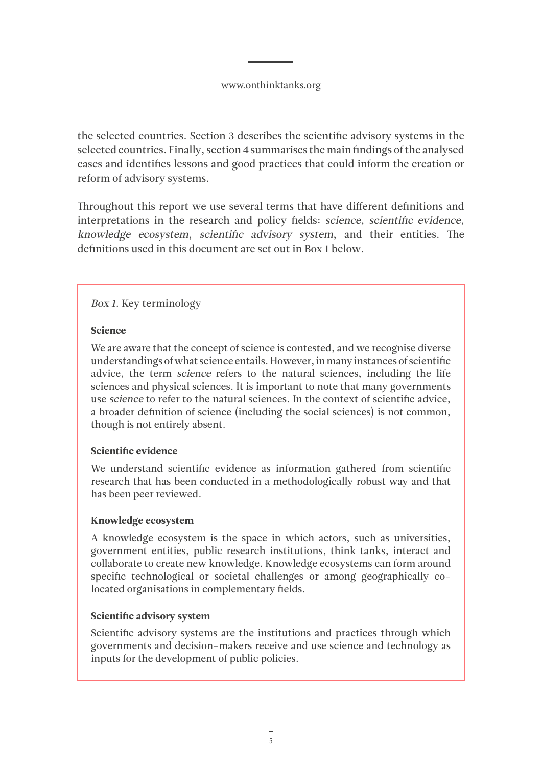the selected countries. Section 3 describes the scientific advisory systems in the selected countries. Finally, section 4 summarises the main findings of the analysed cases and identifies lessons and good practices that could inform the creation or reform of advisory systems.

Throughout this report we use several terms that have different definitions and interpretations in the research and policy fields: *science*, *scientific evidence*, *knowledge ecosystem*, *scientific advisory system*, and their entities. The definitions used in this document are set out in Box 1 below.

*Box 1.* Key terminology

**Science**

We are aware that the concept of science is contested, and we recognise diverse understandings of what science entails. However, in many instances of scientific advice, the term *science* refers to the natural sciences, including the life sciences and physical sciences. It is important to note that many governments use *science* to refer to the natural sciences. In the context of scientific advice, a broader definition of science (including the social sciences) is not common, though is not entirely absent.

**Scientific evidence**

We understand scientific evidence as information gathered from scientific research that has been conducted in a methodologically robust way and that has been peer reviewed.

**Knowledge ecosystem**

A knowledge ecosystem is the space in which actors, such as universities, government entities, public research institutions, think tanks, interact and collaborate to create new knowledge. Knowledge ecosystems can form around specific technological or societal challenges or among geographically co-located organisations in complementary fields.

**Scientific advisory system**

Scientific advisory systems are the institutions and practices through which governments and decision-makers receive and use science and technology as inputs for the development of public policies.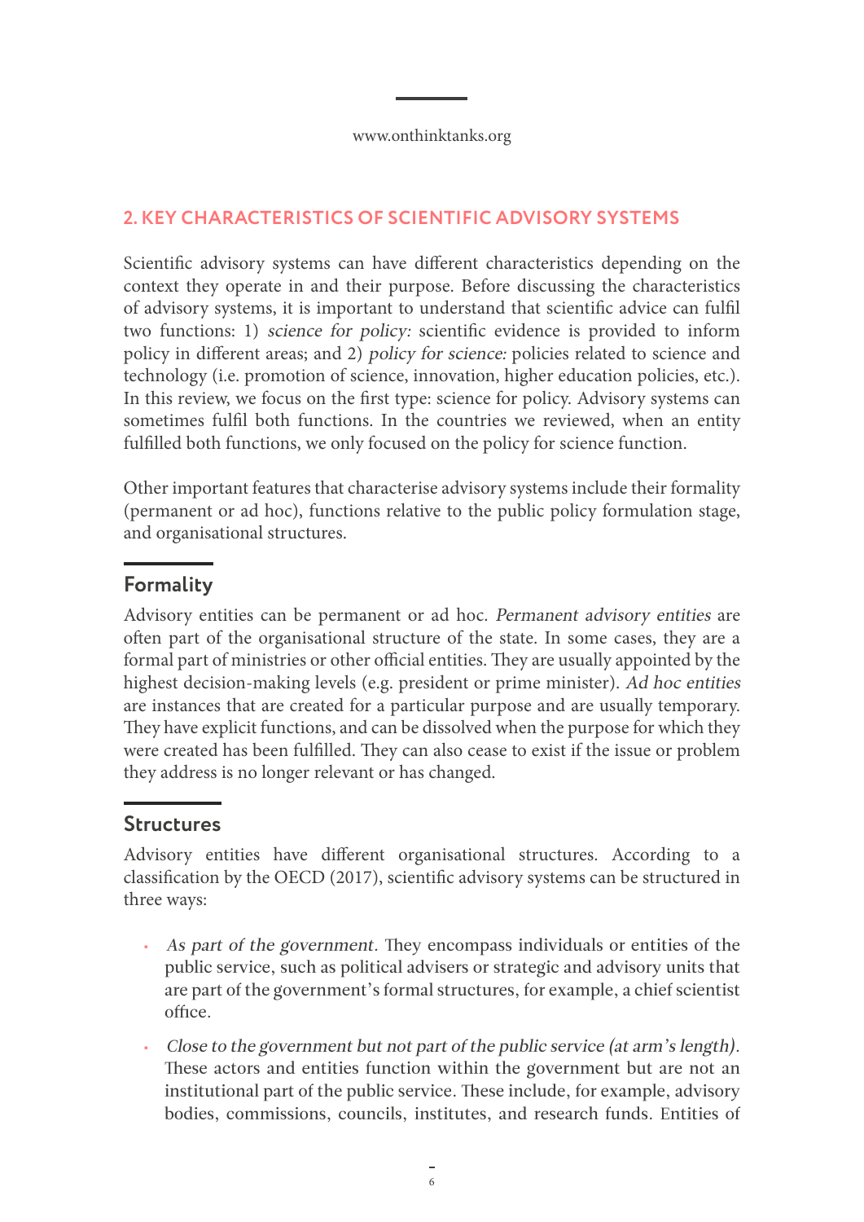## 2. KEY CHARACTERISTICS OF SCIENTIFIC ADVISORY SYSTEMS

Scientific advisory systems can have different characteristics depending on the context they operate in and their purpose. Before discussing the characteristics of advisory systems, it is important to understand that scientific advice can fulfil two functions: 1) *science for policy:* scientific evidence is provided to inform policy in different areas; and 2) *policy for science:* policies related to science and technology (i.e. promotion of science, innovation, higher education policies, etc.). In this review, we focus on the first type: science for policy. Advisory systems can sometimes fulfil both functions. In the countries we reviewed, when an entity fulfilled both functions, we only focused on the policy for science function.

Other important features that characterise advisory systems include their formality (permanent or ad hoc), functions relative to the public policy formulation stage, and organisational structures.

### Formality

Advisory entities can be permanent or ad hoc. *Permanent advisory entities* are often part of the organisational structure of the state. In some cases, they are a formal part of ministries or other official entities. They are usually appointed by the highest decision-making levels (e.g. president or prime minister). *Ad hoc entities* are instances that are created for a particular purpose and are usually temporary. They have explicit functions, and can be dissolved when the purpose for which they were created has been fulfilled. They can also cease to exist if the issue or problem they address is no longer relevant or has changed.

### Structures

Advisory entities have different organisational structures. According to a classification by the OECD (2017), scientific advisory systems can be structured in three ways:

- *As part of the government*. They encompass individuals or entities of the public service, such as political advisers or strategic and advisory units that are part of the government's formal structures, for example, a chief scientist office.
- *Close to the government but not part of the public service (at arm's length)*. These actors and entities function within the government but are not an institutional part of the public service. These include, for example, advisory bodies, commissions, councils, institutes, and research funds. Entities of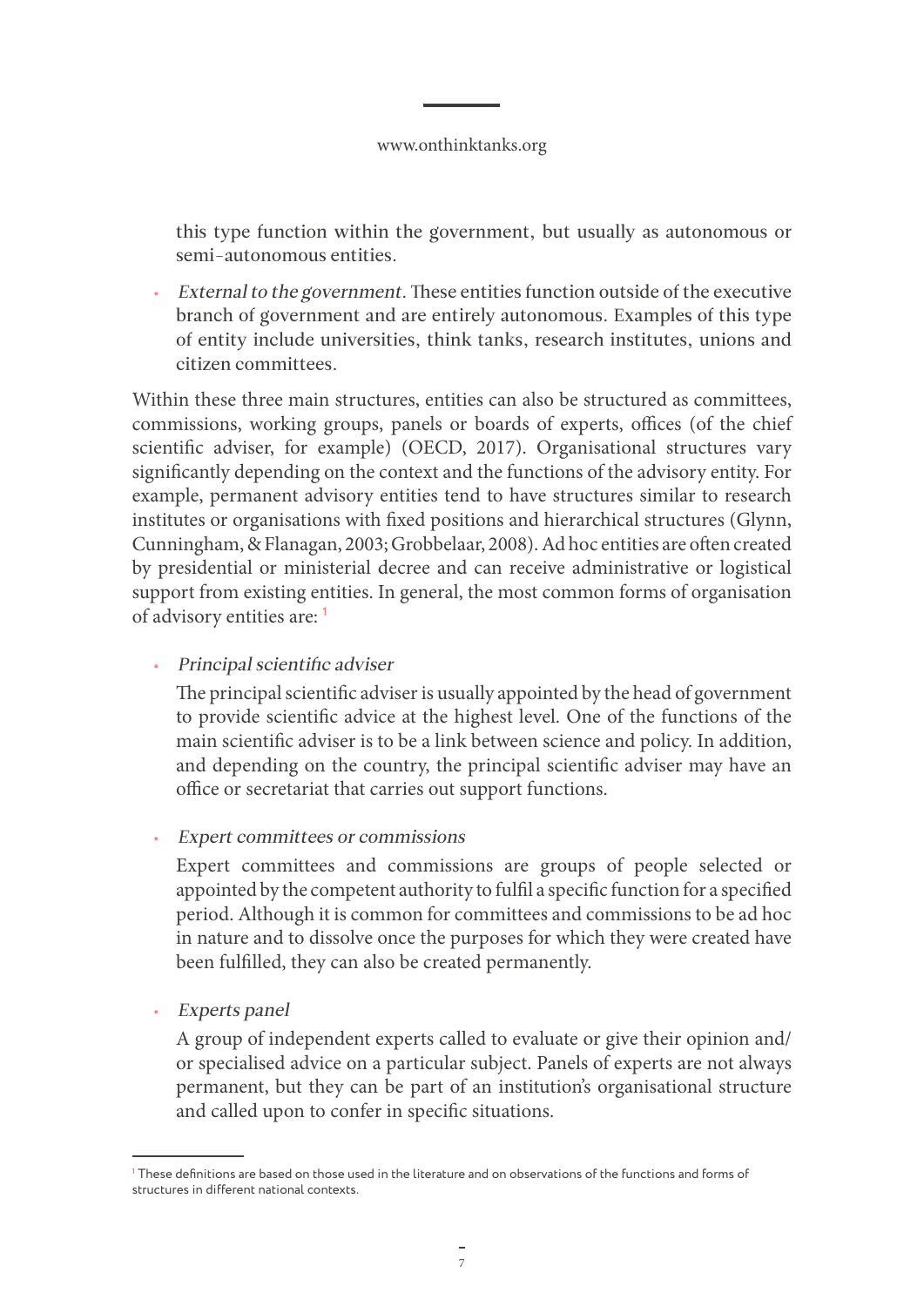this type function within the government, but usually as autonomous or semi-autonomous entities.

- *External to the government*. These entities function outside of the executive branch of government and are entirely autonomous. Examples of this type of entity include universities, think tanks, research institutes, unions and citizen committees.

Within these three main structures, entities can also be structured as committees, commissions, working groups, panels or boards of experts, offices (of the chief scientific adviser, for example) (OECD, 2017). Organisational structures vary significantly depending on the context and the functions of the advisory entity. For example, permanent advisory entities tend to have structures similar to research institutes or organisations with fixed positions and hierarchical structures (Glynn, Cunningham, & Flanagan, 2003; Grobbelaar, 2008). Ad hoc entities are often created by presidential or ministerial decree and can receive administrative or logistical support from existing entities. In general, the most common forms of organisation of advisory entities are: [1]

- *Principal scientific adviser*

  The principal scientific adviser is usually appointed by the head of government to provide scientific advice at the highest level. One of the functions of the main scientific adviser is to be a link between science and policy. In addition, and depending on the country, the principal scientific adviser may have an office or secretariat that carries out support functions.

- *Expert committees or commissions*

  Expert committees and commissions are groups of people selected or appointed by the competent authority to fulfil a specific function for a specified period. Although it is common for committees and commissions to be ad hoc in nature and to dissolve once the purposes for which they were created have been fulfilled, they can also be created permanently.

- *Experts panel*

  A group of independent experts called to evaluate or give their opinion and/or specialised advice on a particular subject. Panels of experts are not always permanent, but they can be part of an institution's organisational structure and called upon to confer in specific situations.

---

[1] These definitions are based on those used in the literature and on observations of the functions and forms of structures in different national contexts.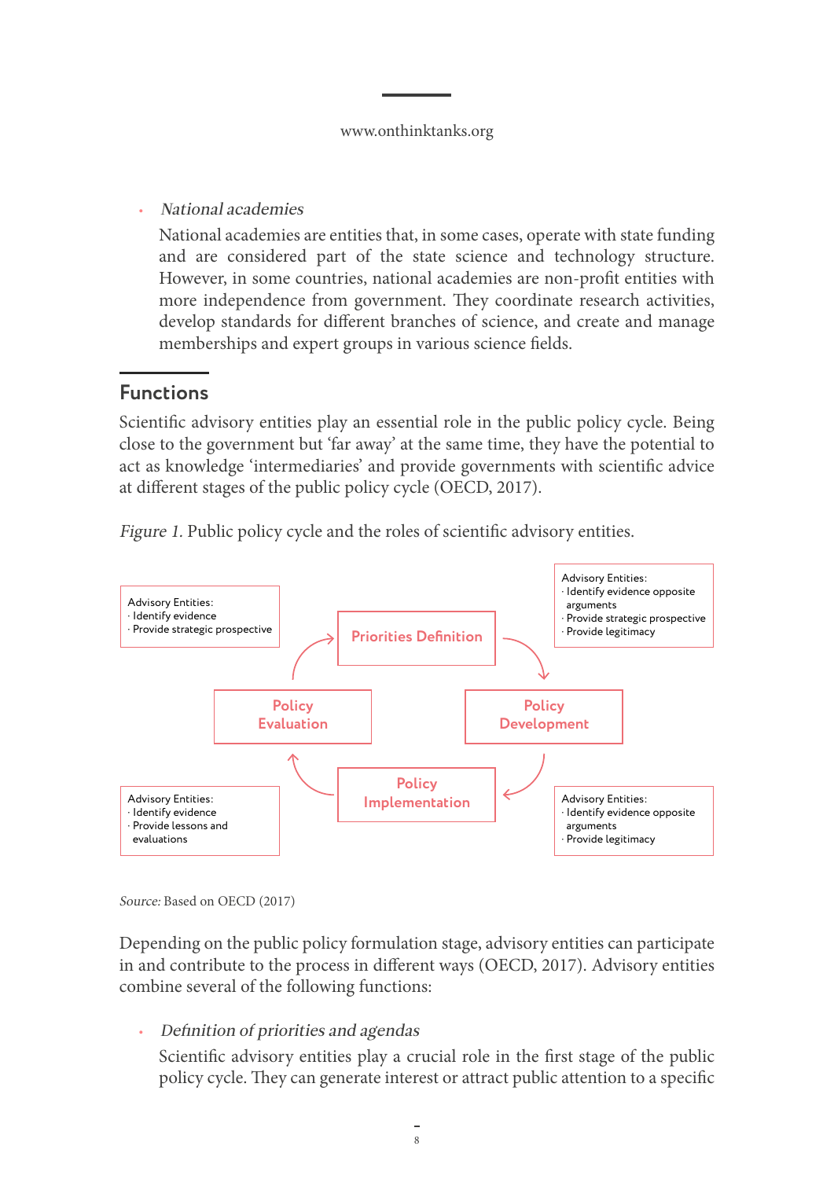- *National academies*

  National academies are entities that, in some cases, operate with state funding and are considered part of the state science and technology structure. However, in some countries, national academies are non-profit entities with more independence from government. They coordinate research activities, develop standards for different branches of science, and create and manage memberships and expert groups in various science fields.

## Functions

Scientific advisory entities play an essential role in the public policy cycle. Being close to the government but 'far away' at the same time, they have the potential to act as knowledge 'intermediaries' and provide governments with scientific advice at different stages of the public policy cycle (OECD, 2017).

*Figure 1.* Public policy cycle and the roles of scientific advisory entities.

**Priorities Definition** → **Policy Development** → **Policy Implementation** → **Policy Evaluation** → **Priorities Definition**

Advisory Entities:
· Identify evidence
· Provide strategic prospective

Advisory Entities:
· Identify evidence opposite arguments
· Provide strategic prospective
· Provide legitimacy

Advisory Entities:
· Identify evidence
· Provide lessons and evaluations

Advisory Entities:
· Identify evidence opposite arguments
· Provide legitimacy

*Source:* Based on OECD (2017)

Depending on the public policy formulation stage, advisory entities can participate in and contribute to the process in different ways (OECD, 2017). Advisory entities combine several of the following functions:

- *Definition of priorities and agendas*

  Scientific advisory entities play a crucial role in the first stage of the public policy cycle. They can generate interest or attract public attention to a specific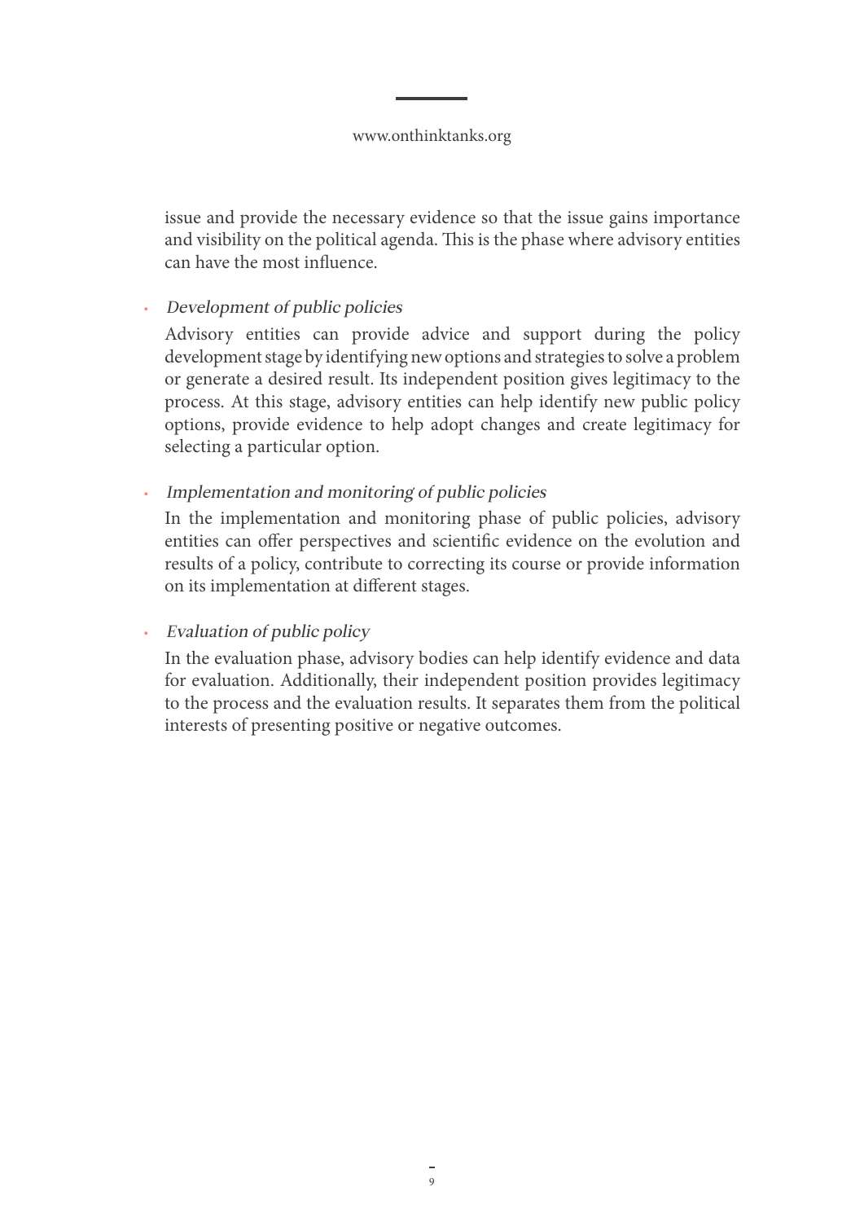issue and provide the necessary evidence so that the issue gains importance and visibility on the political agenda. This is the phase where advisory entities can have the most influence.

- *Development of public policies*

  Advisory entities can provide advice and support during the policy development stage by identifying new options and strategies to solve a problem or generate a desired result. Its independent position gives legitimacy to the process. At this stage, advisory entities can help identify new public policy options, provide evidence to help adopt changes and create legitimacy for selecting a particular option.

- *Implementation and monitoring of public policies*

  In the implementation and monitoring phase of public policies, advisory entities can offer perspectives and scientific evidence on the evolution and results of a policy, contribute to correcting its course or provide information on its implementation at different stages.

- *Evaluation of public policy*

  In the evaluation phase, advisory bodies can help identify evidence and data for evaluation. Additionally, their independent position provides legitimacy to the process and the evaluation results. It separates them from the political interests of presenting positive or negative outcomes.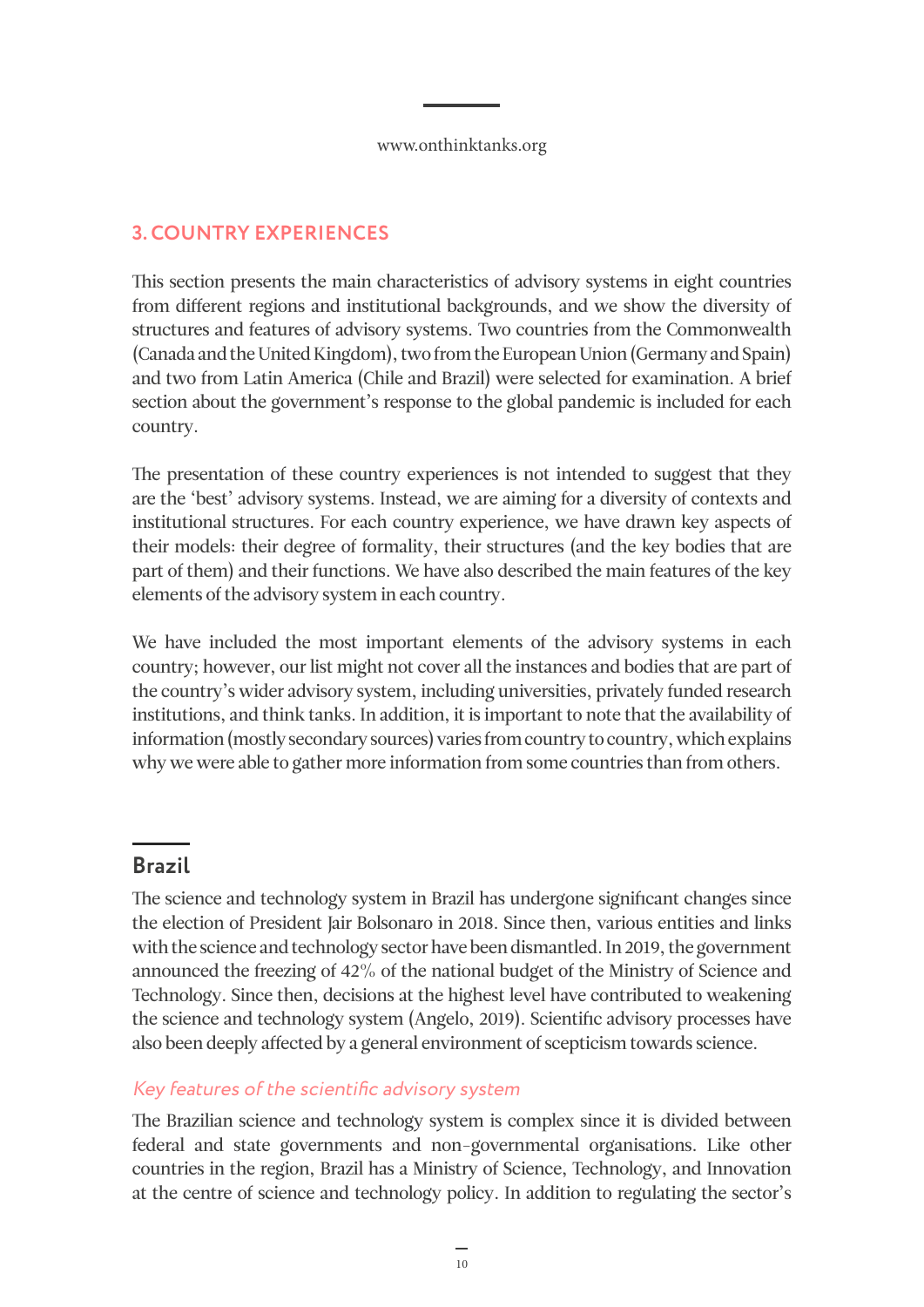## 3. COUNTRY EXPERIENCES

This section presents the main characteristics of advisory systems in eight countries from different regions and institutional backgrounds, and we show the diversity of structures and features of advisory systems. Two countries from the Commonwealth (Canada and the United Kingdom), two from the European Union (Germany and Spain) and two from Latin America (Chile and Brazil) were selected for examination. A brief section about the government's response to the global pandemic is included for each country.

The presentation of these country experiences is not intended to suggest that they are the 'best' advisory systems. Instead, we are aiming for a diversity of contexts and institutional structures. For each country experience, we have drawn key aspects of their models: their degree of formality, their structures (and the key bodies that are part of them) and their functions. We have also described the main features of the key elements of the advisory system in each country.

We have included the most important elements of the advisory systems in each country; however, our list might not cover all the instances and bodies that are part of the country's wider advisory system, including universities, privately funded research institutions, and think tanks. In addition, it is important to note that the availability of information (mostly secondary sources) varies from country to country, which explains why we were able to gather more information from some countries than from others.

### Brazil

The science and technology system in Brazil has undergone significant changes since the election of President Jair Bolsonaro in 2018. Since then, various entities and links with the science and technology sector have been dismantled. In 2019, the government announced the freezing of 42% of the national budget of the Ministry of Science and Technology. Since then, decisions at the highest level have contributed to weakening the science and technology system (Angelo, 2019). Scientific advisory processes have also been deeply affected by a general environment of scepticism towards science.

#### *Key features of the scientific advisory system*

The Brazilian science and technology system is complex since it is divided between federal and state governments and non-governmental organisations. Like other countries in the region, Brazil has a Ministry of Science, Technology, and Innovation at the centre of science and technology policy. In addition to regulating the sector's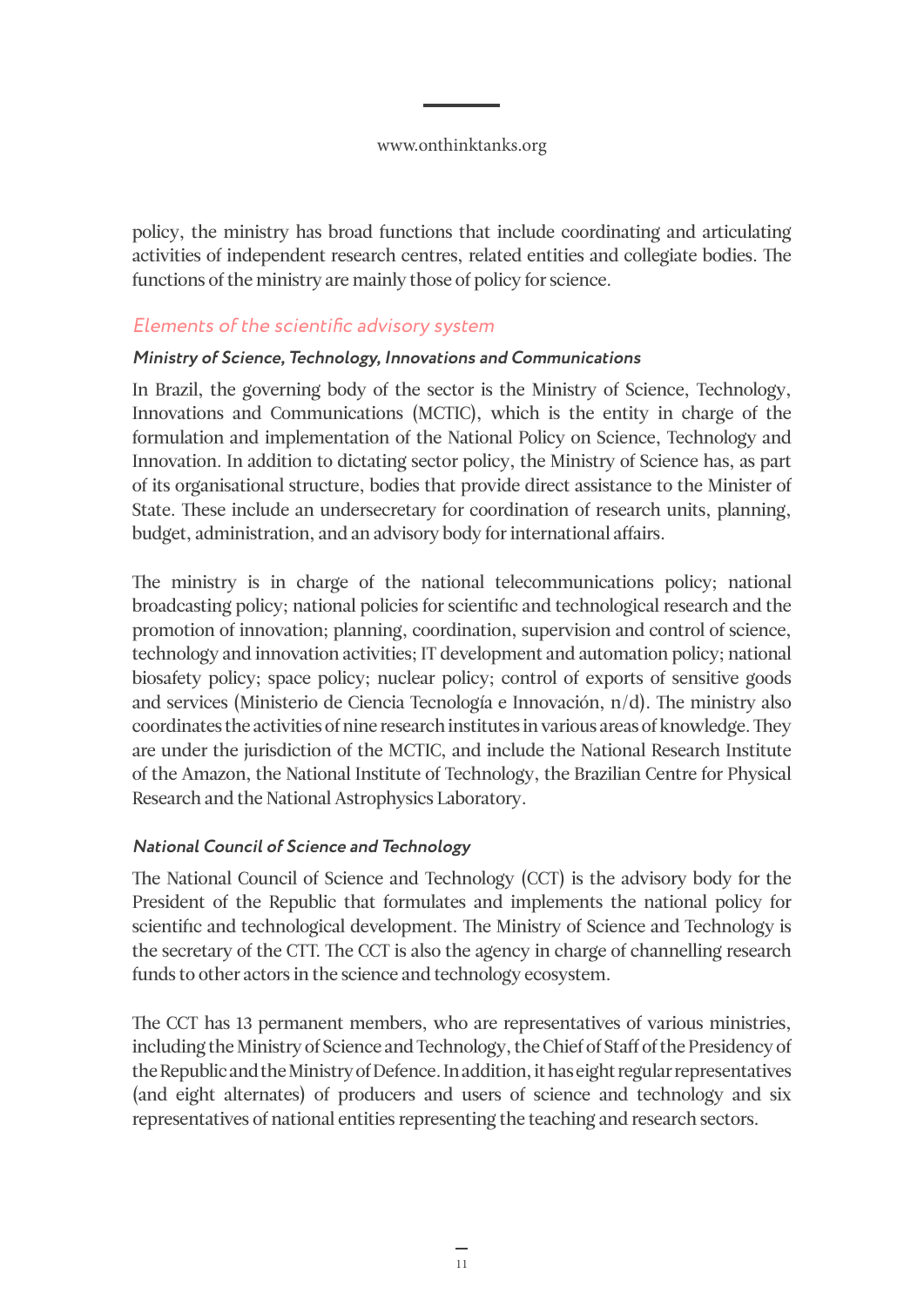policy, the ministry has broad functions that include coordinating and articulating activities of independent research centres, related entities and collegiate bodies. The functions of the ministry are mainly those of policy for science.

## *Elements of the scientific advisory system*

### *Ministry of Science, Technology, Innovations and Communications*

In Brazil, the governing body of the sector is the Ministry of Science, Technology, Innovations and Communications (MCTIC), which is the entity in charge of the formulation and implementation of the National Policy on Science, Technology and Innovation. In addition to dictating sector policy, the Ministry of Science has, as part of its organisational structure, bodies that provide direct assistance to the Minister of State. These include an undersecretary for coordination of research units, planning, budget, administration, and an advisory body for international affairs.

The ministry is in charge of the national telecommunications policy; national broadcasting policy; national policies for scientific and technological research and the promotion of innovation; planning, coordination, supervision and control of science, technology and innovation activities; IT development and automation policy; national biosafety policy; space policy; nuclear policy; control of exports of sensitive goods and services (Ministerio de Ciencia Tecnología e Innovación, n/d). The ministry also coordinates the activities of nine research institutes in various areas of knowledge. They are under the jurisdiction of the MCTIC, and include the National Research Institute of the Amazon, the National Institute of Technology, the Brazilian Centre for Physical Research and the National Astrophysics Laboratory.

### *National Council of Science and Technology*

The National Council of Science and Technology (CCT) is the advisory body for the President of the Republic that formulates and implements the national policy for scientific and technological development. The Ministry of Science and Technology is the secretary of the CTT. The CCT is also the agency in charge of channelling research funds to other actors in the science and technology ecosystem.

The CCT has 13 permanent members, who are representatives of various ministries, including the Ministry of Science and Technology, the Chief of Staff of the Presidency of the Republic and the Ministry of Defence. In addition, it has eight regular representatives (and eight alternates) of producers and users of science and technology and six representatives of national entities representing the teaching and research sectors.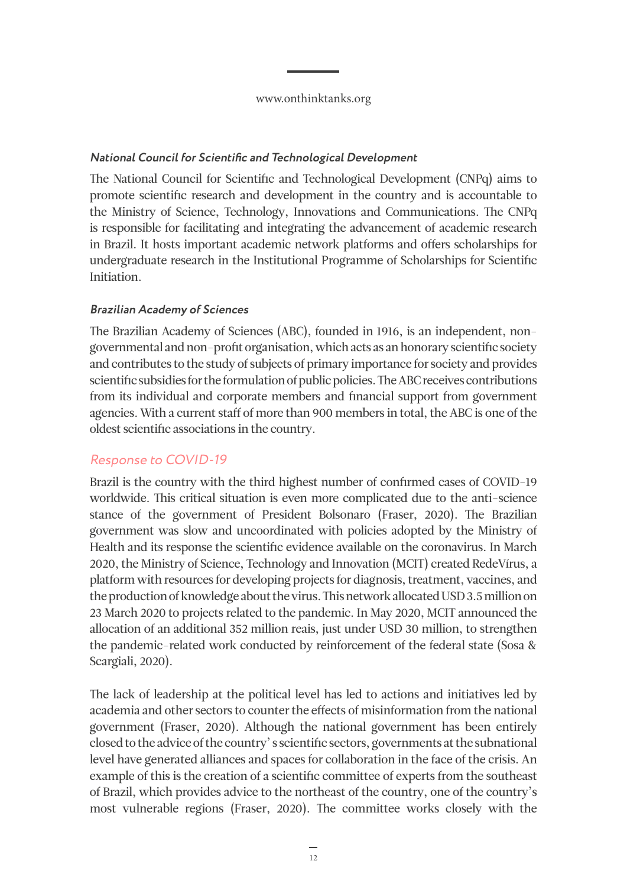#### *National Council for Scientific and Technological Development*

The National Council for Scientific and Technological Development (CNPq) aims to promote scientific research and development in the country and is accountable to the Ministry of Science, Technology, Innovations and Communications. The CNPq is responsible for facilitating and integrating the advancement of academic research in Brazil. It hosts important academic network platforms and offers scholarships for undergraduate research in the Institutional Programme of Scholarships for Scientific Initiation.

#### *Brazilian Academy of Sciences*

The Brazilian Academy of Sciences (ABC), founded in 1916, is an independent, non-governmental and non-profit organisation, which acts as an honorary scientific society and contributes to the study of subjects of primary importance for society and provides scientific subsidies for the formulation of public policies. The ABC receives contributions from its individual and corporate members and financial support from government agencies. With a current staff of more than 900 members in total, the ABC is one of the oldest scientific associations in the country.

### Response to COVID-19

Brazil is the country with the third highest number of confirmed cases of COVID-19 worldwide. This critical situation is even more complicated due to the anti-science stance of the government of President Bolsonaro (Fraser, 2020). The Brazilian government was slow and uncoordinated with policies adopted by the Ministry of Health and its response the scientific evidence available on the coronavirus. In March 2020, the Ministry of Science, Technology and Innovation (MCIT) created RedeVírus, a platform with resources for developing projects for diagnosis, treatment, vaccines, and the production of knowledge about the virus. This network allocated USD 3.5 million on 23 March 2020 to projects related to the pandemic. In May 2020, MCIT announced the allocation of an additional 352 million reais, just under USD 30 million, to strengthen the pandemic-related work conducted by reinforcement of the federal state (Sosa & Scargiali, 2020).

The lack of leadership at the political level has led to actions and initiatives led by academia and other sectors to counter the effects of misinformation from the national government (Fraser, 2020). Although the national government has been entirely closed to the advice of the country' s scientific sectors, governments at the subnational level have generated alliances and spaces for collaboration in the face of the crisis. An example of this is the creation of a scientific committee of experts from the southeast of Brazil, which provides advice to the northeast of the country, one of the country's most vulnerable regions (Fraser, 2020). The committee works closely with the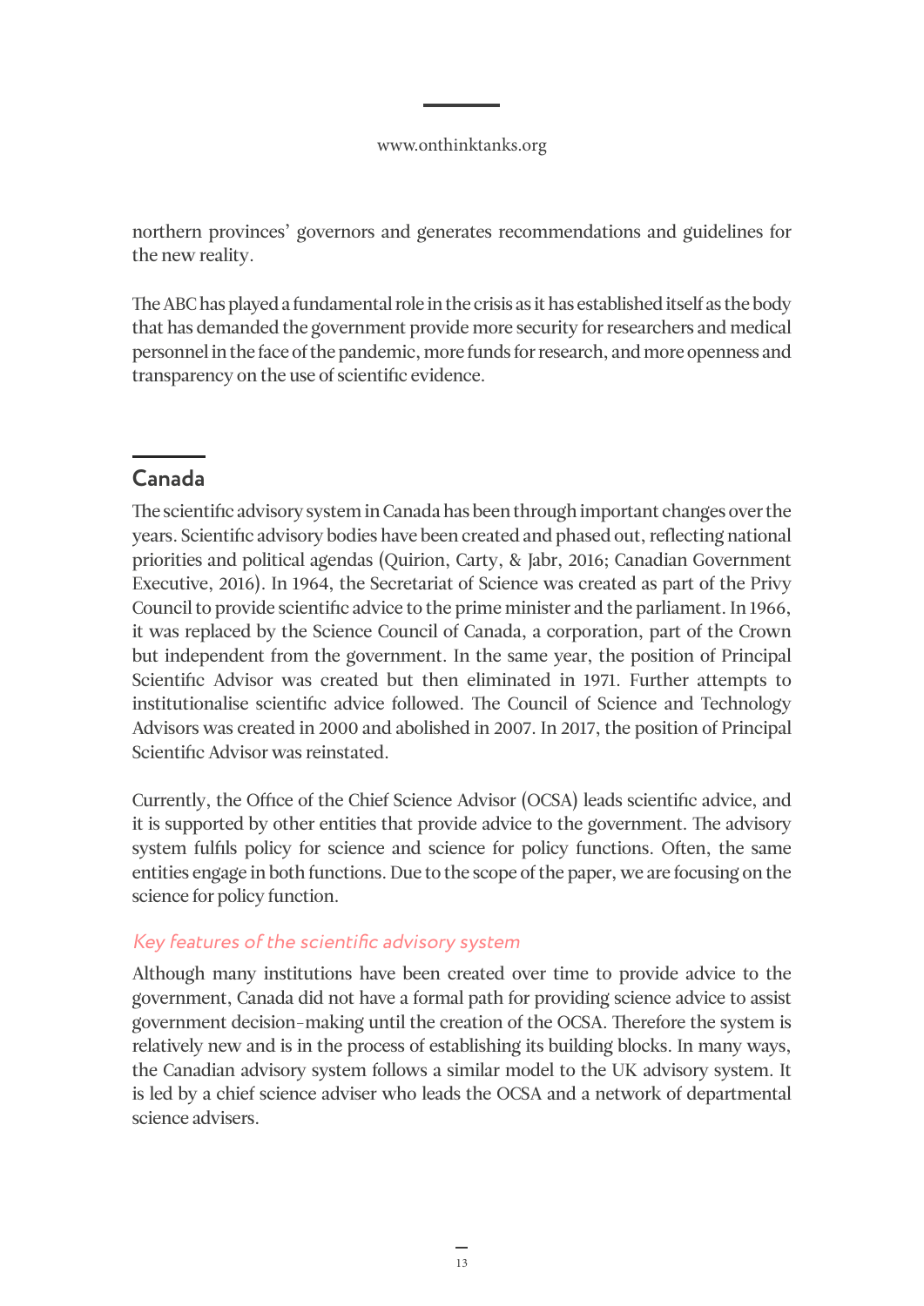northern provinces' governors and generates recommendations and guidelines for the new reality.

The ABC has played a fundamental role in the crisis as it has established itself as the body that has demanded the government provide more security for researchers and medical personnel in the face of the pandemic, more funds for research, and more openness and transparency on the use of scientific evidence.

## Canada

The scientific advisory system in Canada has been through important changes over the years. Scientific advisory bodies have been created and phased out, reflecting national priorities and political agendas (Quirion, Carty, & Jabr, 2016; Canadian Government Executive, 2016). In 1964, the Secretariat of Science was created as part of the Privy Council to provide scientific advice to the prime minister and the parliament. In 1966, it was replaced by the Science Council of Canada, a corporation, part of the Crown but independent from the government. In the same year, the position of Principal Scientific Advisor was created but then eliminated in 1971. Further attempts to institutionalise scientific advice followed. The Council of Science and Technology Advisors was created in 2000 and abolished in 2007. In 2017, the position of Principal Scientific Advisor was reinstated.

Currently, the Office of the Chief Science Advisor (OCSA) leads scientific advice, and it is supported by other entities that provide advice to the government. The advisory system fulfils policy for science and science for policy functions. Often, the same entities engage in both functions. Due to the scope of the paper, we are focusing on the science for policy function.

### *Key features of the scientific advisory system*

Although many institutions have been created over time to provide advice to the government, Canada did not have a formal path for providing science advice to assist government decision-making until the creation of the OCSA. Therefore the system is relatively new and is in the process of establishing its building blocks. In many ways, the Canadian advisory system follows a similar model to the UK advisory system. It is led by a chief science adviser who leads the OCSA and a network of departmental science advisers.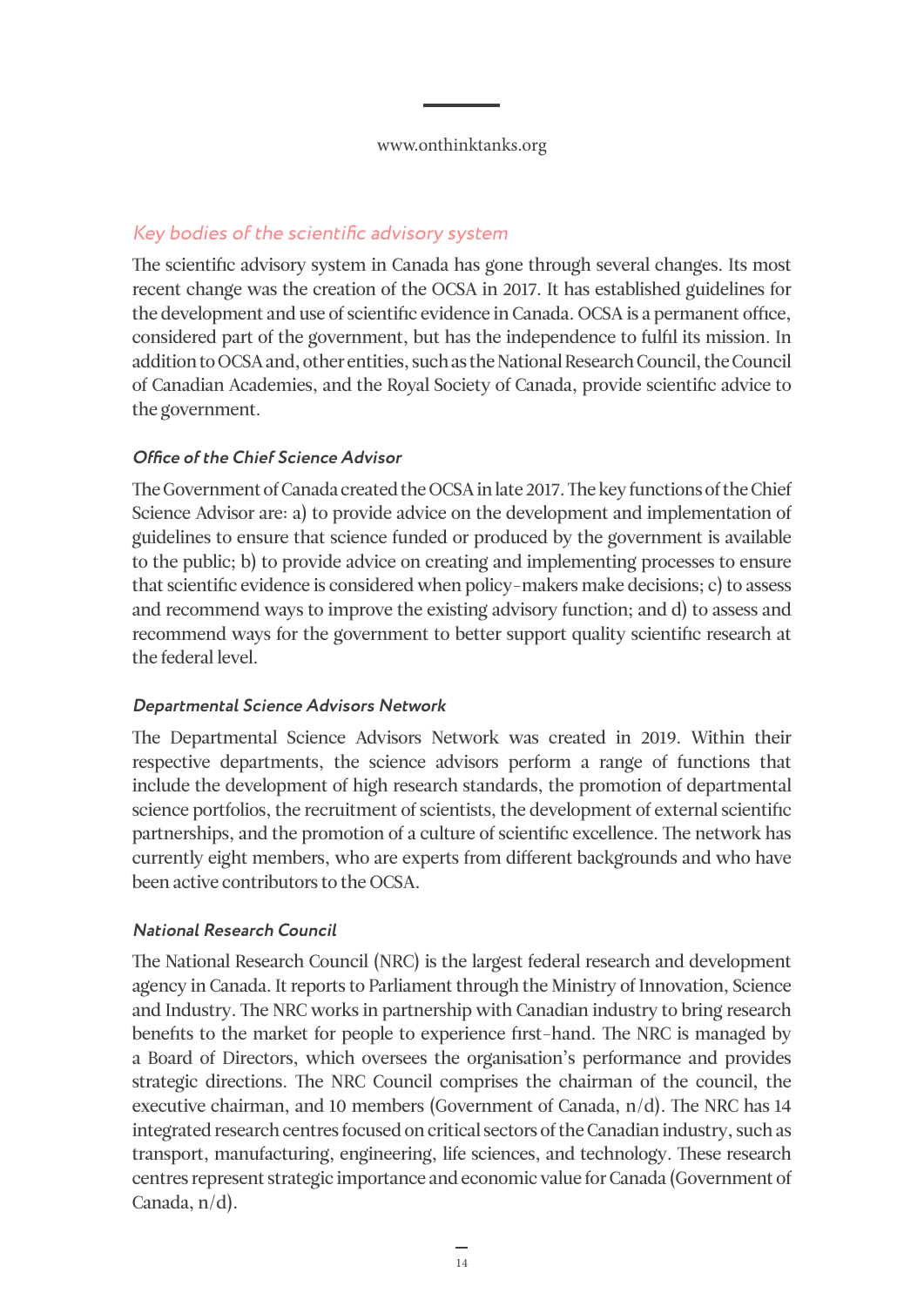## *Key bodies of the scientific advisory system*

The scientific advisory system in Canada has gone through several changes. Its most recent change was the creation of the OCSA in 2017. It has established guidelines for the development and use of scientific evidence in Canada. OCSA is a permanent office, considered part of the government, but has the independence to fulfil its mission. In addition to OCSA and, other entities, such as the National Research Council, the Council of Canadian Academies, and the Royal Society of Canada, provide scientific advice to the government.

### *Office of the Chief Science Advisor*

The Government of Canada created the OCSA in late 2017. The key functions of the Chief Science Advisor are: a) to provide advice on the development and implementation of guidelines to ensure that science funded or produced by the government is available to the public; b) to provide advice on creating and implementing processes to ensure that scientific evidence is considered when policy-makers make decisions; c) to assess and recommend ways to improve the existing advisory function; and d) to assess and recommend ways for the government to better support quality scientific research at the federal level.

### *Departmental Science Advisors Network*

The Departmental Science Advisors Network was created in 2019. Within their respective departments, the science advisors perform a range of functions that include the development of high research standards, the promotion of departmental science portfolios, the recruitment of scientists, the development of external scientific partnerships, and the promotion of a culture of scientific excellence. The network has currently eight members, who are experts from different backgrounds and who have been active contributors to the OCSA.

### *National Research Council*

The National Research Council (NRC) is the largest federal research and development agency in Canada. It reports to Parliament through the Ministry of Innovation, Science and Industry. The NRC works in partnership with Canadian industry to bring research benefits to the market for people to experience first-hand. The NRC is managed by a Board of Directors, which oversees the organisation's performance and provides strategic directions. The NRC Council comprises the chairman of the council, the executive chairman, and 10 members (Government of Canada, n/d). The NRC has 14 integrated research centres focused on critical sectors of the Canadian industry, such as transport, manufacturing, engineering, life sciences, and technology. These research centres represent strategic importance and economic value for Canada (Government of Canada, n/d).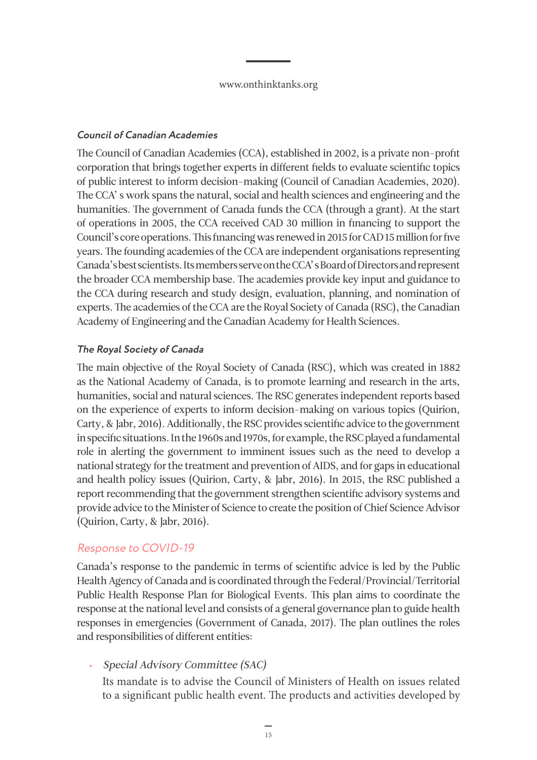#### *Council of Canadian Academies*

The Council of Canadian Academies (CCA), established in 2002, is a private non-profit corporation that brings together experts in different fields to evaluate scientific topics of public interest to inform decision-making (Council of Canadian Academies, 2020). The CCA' s work spans the natural, social and health sciences and engineering and the humanities. The government of Canada funds the CCA (through a grant). At the start of operations in 2005, the CCA received CAD 30 million in financing to support the Council's core operations. This financing was renewed in 2015 for CAD 15 million for five years. The founding academies of the CCA are independent organisations representing Canada's best scientists. Its members serve on the CCA' s Board of Directors and represent the broader CCA membership base. The academies provide key input and guidance to the CCA during research and study design, evaluation, planning, and nomination of experts. The academies of the CCA are the Royal Society of Canada (RSC), the Canadian Academy of Engineering and the Canadian Academy for Health Sciences.

#### *The Royal Society of Canada*

The main objective of the Royal Society of Canada (RSC), which was created in 1882 as the National Academy of Canada, is to promote learning and research in the arts, humanities, social and natural sciences. The RSC generates independent reports based on the experience of experts to inform decision-making on various topics (Quirion, Carty, & Jabr, 2016). Additionally, the RSC provides scientific advice to the government in specific situations. In the 1960s and 1970s, for example, the RSC played a fundamental role in alerting the government to imminent issues such as the need to develop a national strategy for the treatment and prevention of AIDS, and for gaps in educational and health policy issues (Quirion, Carty, & Jabr, 2016). In 2015, the RSC published a report recommending that the government strengthen scientific advisory systems and provide advice to the Minister of Science to create the position of Chief Science Advisor (Quirion, Carty, & Jabr, 2016).

### Response to COVID-19

Canada's response to the pandemic in terms of scientific advice is led by the Public Health Agency of Canada and is coordinated through the Federal/Provincial/Territorial Public Health Response Plan for Biological Events. This plan aims to coordinate the response at the national level and consists of a general governance plan to guide health responses in emergencies (Government of Canada, 2017). The plan outlines the roles and responsibilities of different entities:

- *Special Advisory Committee (SAC)*

  Its mandate is to advise the Council of Ministers of Health on issues related to a significant public health event. The products and activities developed by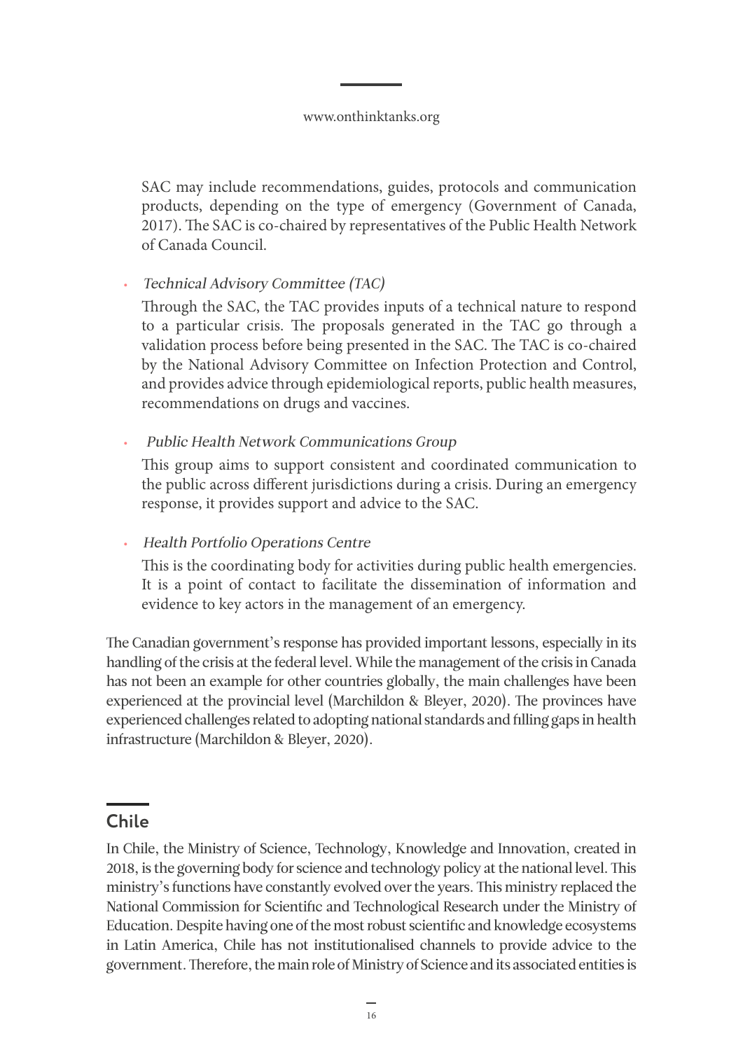SAC may include recommendations, guides, protocols and communication products, depending on the type of emergency (Government of Canada, 2017). The SAC is co-chaired by representatives of the Public Health Network of Canada Council.

- *Technical Advisory Committee (TAC)*

  Through the SAC, the TAC provides inputs of a technical nature to respond to a particular crisis. The proposals generated in the TAC go through a validation process before being presented in the SAC. The TAC is co-chaired by the National Advisory Committee on Infection Protection and Control, and provides advice through epidemiological reports, public health measures, recommendations on drugs and vaccines.

- *Public Health Network Communications Group*

  This group aims to support consistent and coordinated communication to the public across different jurisdictions during a crisis. During an emergency response, it provides support and advice to the SAC.

- *Health Portfolio Operations Centre*

  This is the coordinating body for activities during public health emergencies. It is a point of contact to facilitate the dissemination of information and evidence to key actors in the management of an emergency.

The Canadian government's response has provided important lessons, especially in its handling of the crisis at the federal level. While the management of the crisis in Canada has not been an example for other countries globally, the main challenges have been experienced at the provincial level (Marchildon & Bleyer, 2020). The provinces have experienced challenges related to adopting national standards and filling gaps in health infrastructure (Marchildon & Bleyer, 2020).

## Chile

In Chile, the Ministry of Science, Technology, Knowledge and Innovation, created in 2018, is the governing body for science and technology policy at the national level. This ministry's functions have constantly evolved over the years. This ministry replaced the National Commission for Scientific and Technological Research under the Ministry of Education. Despite having one of the most robust scientific and knowledge ecosystems in Latin America, Chile has not institutionalised channels to provide advice to the government. Therefore, the main role of Ministry of Science and its associated entities is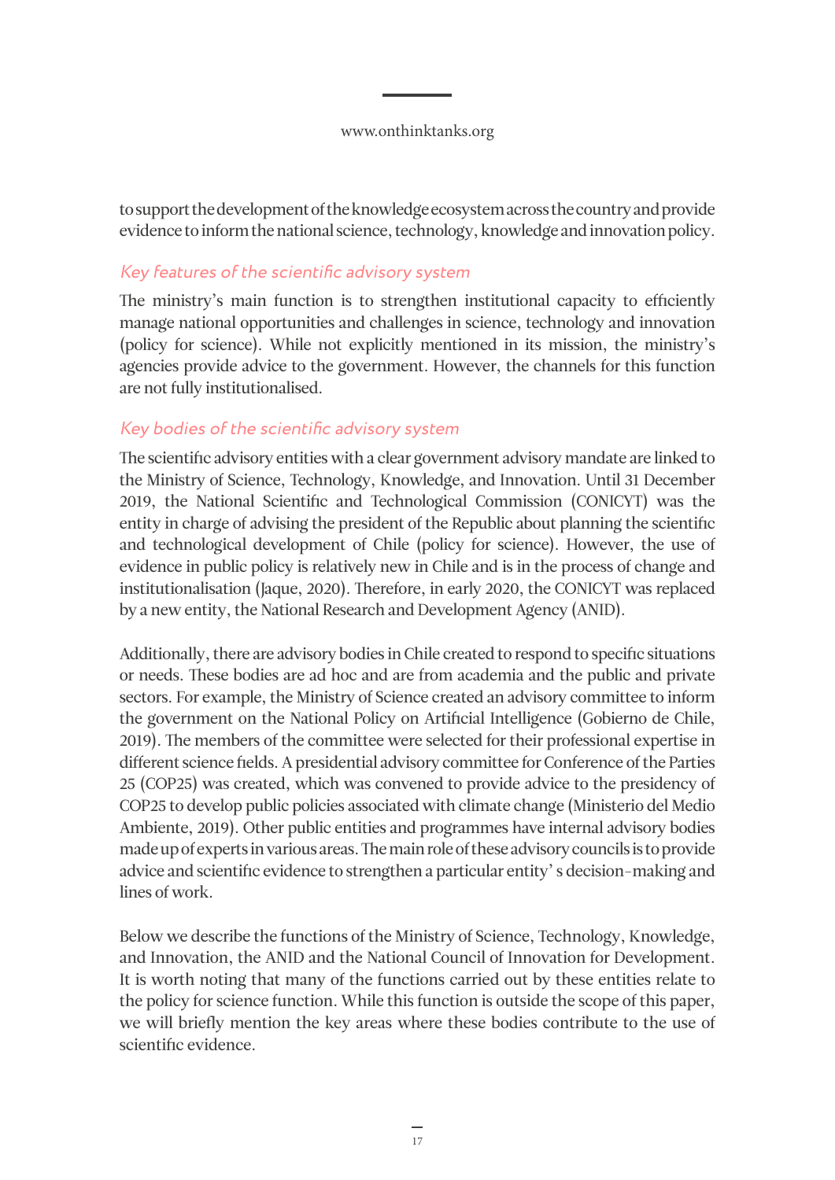to support the development of the knowledge ecosystem across the country and provide evidence to inform the national science, technology, knowledge and innovation policy.

### *Key features of the scientific advisory system*

The ministry's main function is to strengthen institutional capacity to efficiently manage national opportunities and challenges in science, technology and innovation (policy for science). While not explicitly mentioned in its mission, the ministry's agencies provide advice to the government. However, the channels for this function are not fully institutionalised.

### *Key bodies of the scientific advisory system*

The scientific advisory entities with a clear government advisory mandate are linked to the Ministry of Science, Technology, Knowledge, and Innovation. Until 31 December 2019, the National Scientific and Technological Commission (CONICYT) was the entity in charge of advising the president of the Republic about planning the scientific and technological development of Chile (policy for science). However, the use of evidence in public policy is relatively new in Chile and is in the process of change and institutionalisation (Jaque, 2020). Therefore, in early 2020, the CONICYT was replaced by a new entity, the National Research and Development Agency (ANID).

Additionally, there are advisory bodies in Chile created to respond to specific situations or needs. These bodies are ad hoc and are from academia and the public and private sectors. For example, the Ministry of Science created an advisory committee to inform the government on the National Policy on Artificial Intelligence (Gobierno de Chile, 2019). The members of the committee were selected for their professional expertise in different science fields. A presidential advisory committee for Conference of the Parties 25 (COP25) was created, which was convened to provide advice to the presidency of COP25 to develop public policies associated with climate change (Ministerio del Medio Ambiente, 2019). Other public entities and programmes have internal advisory bodies made up of experts in various areas. The main role of these advisory councils is to provide advice and scientific evidence to strengthen a particular entity' s decision-making and lines of work.

Below we describe the functions of the Ministry of Science, Technology, Knowledge, and Innovation, the ANID and the National Council of Innovation for Development. It is worth noting that many of the functions carried out by these entities relate to the policy for science function. While this function is outside the scope of this paper, we will briefly mention the key areas where these bodies contribute to the use of scientific evidence.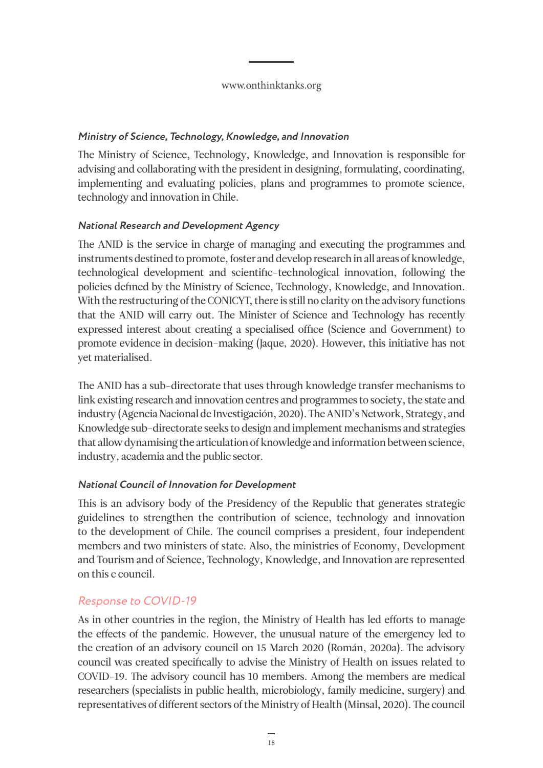#### *Ministry of Science, Technology, Knowledge, and Innovation*

The Ministry of Science, Technology, Knowledge, and Innovation is responsible for advising and collaborating with the president in designing, formulating, coordinating, implementing and evaluating policies, plans and programmes to promote science, technology and innovation in Chile.

#### *National Research and Development Agency*

The ANID is the service in charge of managing and executing the programmes and instruments destined to promote, foster and develop research in all areas of knowledge, technological development and scientific-technological innovation, following the policies defined by the Ministry of Science, Technology, Knowledge, and Innovation. With the restructuring of the CONICYT, there is still no clarity on the advisory functions that the ANID will carry out. The Minister of Science and Technology has recently expressed interest about creating a specialised office (Science and Government) to promote evidence in decision-making (Jaque, 2020). However, this initiative has not yet materialised.

The ANID has a sub-directorate that uses through knowledge transfer mechanisms to link existing research and innovation centres and programmes to society, the state and industry (Agencia Nacional de Investigación, 2020). The ANID's Network, Strategy, and Knowledge sub-directorate seeks to design and implement mechanisms and strategies that allow dynamising the articulation of knowledge and information between science, industry, academia and the public sector.

#### *National Council of Innovation for Development*

This is an advisory body of the Presidency of the Republic that generates strategic guidelines to strengthen the contribution of science, technology and innovation to the development of Chile. The council comprises a president, four independent members and two ministers of state. Also, the ministries of Economy, Development and Tourism and of Science, Technology, Knowledge, and Innovation are represented on this c council.

### *Response to COVID-19*

As in other countries in the region, the Ministry of Health has led efforts to manage the effects of the pandemic. However, the unusual nature of the emergency led to the creation of an advisory council on 15 March 2020 (Román, 2020a). The advisory council was created specifically to advise the Ministry of Health on issues related to COVID-19. The advisory council has 10 members. Among the members are medical researchers (specialists in public health, microbiology, family medicine, surgery) and representatives of different sectors of the Ministry of Health (Minsal, 2020). The council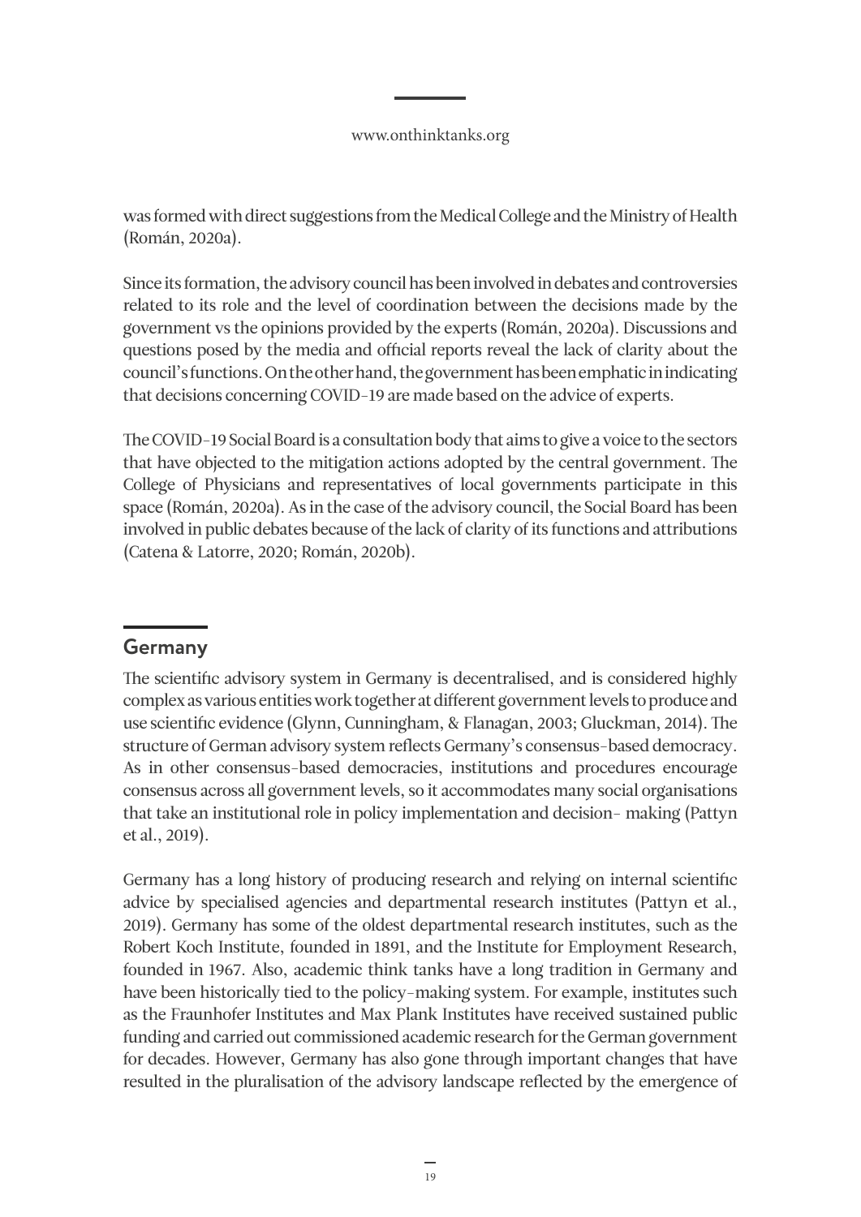was formed with direct suggestions from the Medical College and the Ministry of Health (Román, 2020a).

Since its formation, the advisory council has been involved in debates and controversies related to its role and the level of coordination between the decisions made by the government vs the opinions provided by the experts (Román, 2020a). Discussions and questions posed by the media and official reports reveal the lack of clarity about the council's functions. On the other hand, the government has been emphatic in indicating that decisions concerning COVID-19 are made based on the advice of experts.

The COVID-19 Social Board is a consultation body that aims to give a voice to the sectors that have objected to the mitigation actions adopted by the central government. The College of Physicians and representatives of local governments participate in this space (Román, 2020a). As in the case of the advisory council, the Social Board has been involved in public debates because of the lack of clarity of its functions and attributions (Catena & Latorre, 2020; Román, 2020b).

## Germany

The scientific advisory system in Germany is decentralised, and is considered highly complex as various entities work together at different government levels to produce and use scientific evidence (Glynn, Cunningham, & Flanagan, 2003; Gluckman, 2014). The structure of German advisory system reflects Germany's consensus-based democracy. As in other consensus-based democracies, institutions and procedures encourage consensus across all government levels, so it accommodates many social organisations that take an institutional role in policy implementation and decision- making (Pattyn et al., 2019).

Germany has a long history of producing research and relying on internal scientific advice by specialised agencies and departmental research institutes (Pattyn et al., 2019). Germany has some of the oldest departmental research institutes, such as the Robert Koch Institute, founded in 1891, and the Institute for Employment Research, founded in 1967. Also, academic think tanks have a long tradition in Germany and have been historically tied to the policy-making system. For example, institutes such as the Fraunhofer Institutes and Max Plank Institutes have received sustained public funding and carried out commissioned academic research for the German government for decades. However, Germany has also gone through important changes that have resulted in the pluralisation of the advisory landscape reflected by the emergence of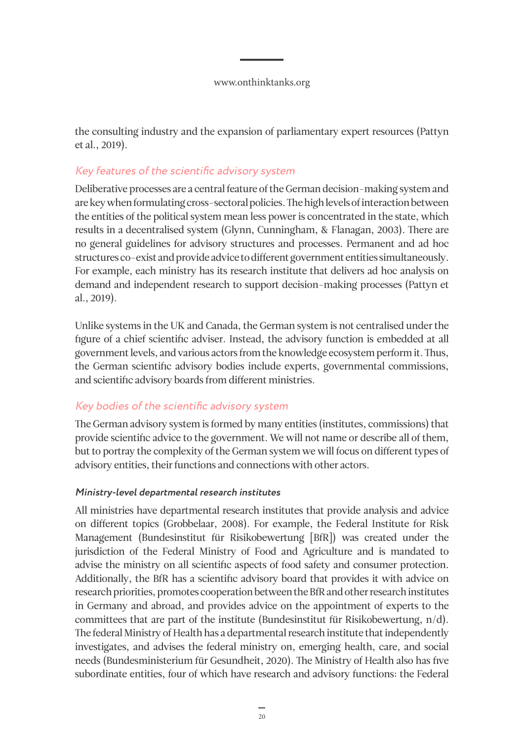the consulting industry and the expansion of parliamentary expert resources (Pattyn et al., 2019).

## *Key features of the scientific advisory system*

Deliberative processes are a central feature of the German decision-making system and are key when formulating cross-sectoral policies. The high levels of interaction between the entities of the political system mean less power is concentrated in the state, which results in a decentralised system (Glynn, Cunningham, & Flanagan, 2003). There are no general guidelines for advisory structures and processes. Permanent and ad hoc structures co-exist and provide advice to different government entities simultaneously. For example, each ministry has its research institute that delivers ad hoc analysis on demand and independent research to support decision-making processes (Pattyn et al., 2019).

Unlike systems in the UK and Canada, the German system is not centralised under the figure of a chief scientific adviser. Instead, the advisory function is embedded at all government levels, and various actors from the knowledge ecosystem perform it. Thus, the German scientific advisory bodies include experts, governmental commissions, and scientific advisory boards from different ministries.

## *Key bodies of the scientific advisory system*

The German advisory system is formed by many entities (institutes, commissions) that provide scientific advice to the government. We will not name or describe all of them, but to portray the complexity of the German system we will focus on different types of advisory entities, their functions and connections with other actors.

### *Ministry-level departmental research institutes*

All ministries have departmental research institutes that provide analysis and advice on different topics (Grobbelaar, 2008). For example, the Federal Institute for Risk Management (Bundesinstitut für Risikobewertung [BfR]) was created under the jurisdiction of the Federal Ministry of Food and Agriculture and is mandated to advise the ministry on all scientific aspects of food safety and consumer protection. Additionally, the BfR has a scientific advisory board that provides it with advice on research priorities, promotes cooperation between the BfR and other research institutes in Germany and abroad, and provides advice on the appointment of experts to the committees that are part of the institute (Bundesinstitut für Risikobewertung, n/d). The federal Ministry of Health has a departmental research institute that independently investigates, and advises the federal ministry on, emerging health, care, and social needs (Bundesministerium für Gesundheit, 2020). The Ministry of Health also has five subordinate entities, four of which have research and advisory functions: the Federal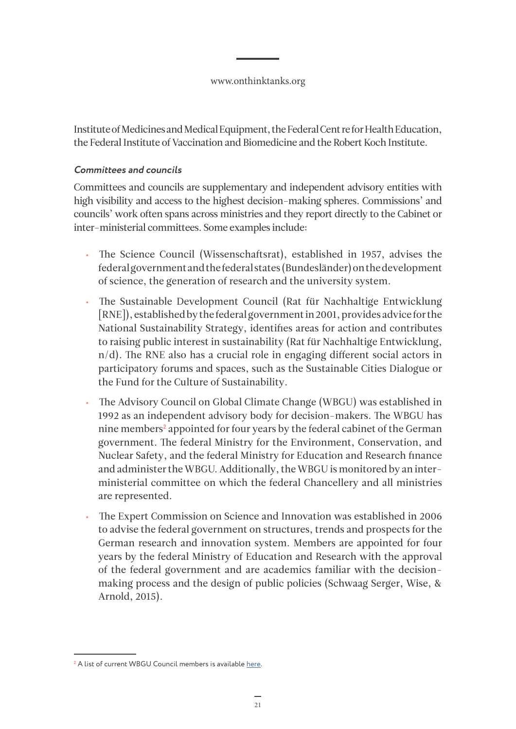Institute of Medicines and Medical Equipment, the Federal Centre for Health Education, the Federal Institute of Vaccination and Biomedicine and the Robert Koch Institute.

#### *Committees and councils*

Committees and councils are supplementary and independent advisory entities with high visibility and access to the highest decision-making spheres. Commissions' and councils' work often spans across ministries and they report directly to the Cabinet or inter-ministerial committees. Some examples include:

- The Science Council (Wissenschaftsrat), established in 1957, advises the federal government and the federal states (Bundesländer) on the development of science, the generation of research and the university system.
- The Sustainable Development Council (Rat für Nachhaltige Entwicklung [RNE]), established by the federal government in 2001, provides advice for the National Sustainability Strategy, identifies areas for action and contributes to raising public interest in sustainability (Rat für Nachhaltige Entwicklung, n/d). The RNE also has a crucial role in engaging different social actors in participatory forums and spaces, such as the Sustainable Cities Dialogue or the Fund for the Culture of Sustainability.
- The Advisory Council on Global Climate Change (WBGU) was established in 1992 as an independent advisory body for decision-makers. The WBGU has nine members[2] appointed for four years by the federal cabinet of the German government. The federal Ministry for the Environment, Conservation, and Nuclear Safety, and the federal Ministry for Education and Research finance and administer the WBGU. Additionally, the WBGU is monitored by an inter-ministerial committee on which the federal Chancellery and all ministries are represented.
- The Expert Commission on Science and Innovation was established in 2006 to advise the federal government on structures, trends and prospects for the German research and innovation system. Members are appointed for four years by the federal Ministry of Education and Research with the approval of the federal government and are academics familiar with the decision-making process and the design of public policies (Schwaag Serger, Wise, & Arnold, 2015).

---

[2] A list of current WBGU Council members is available here.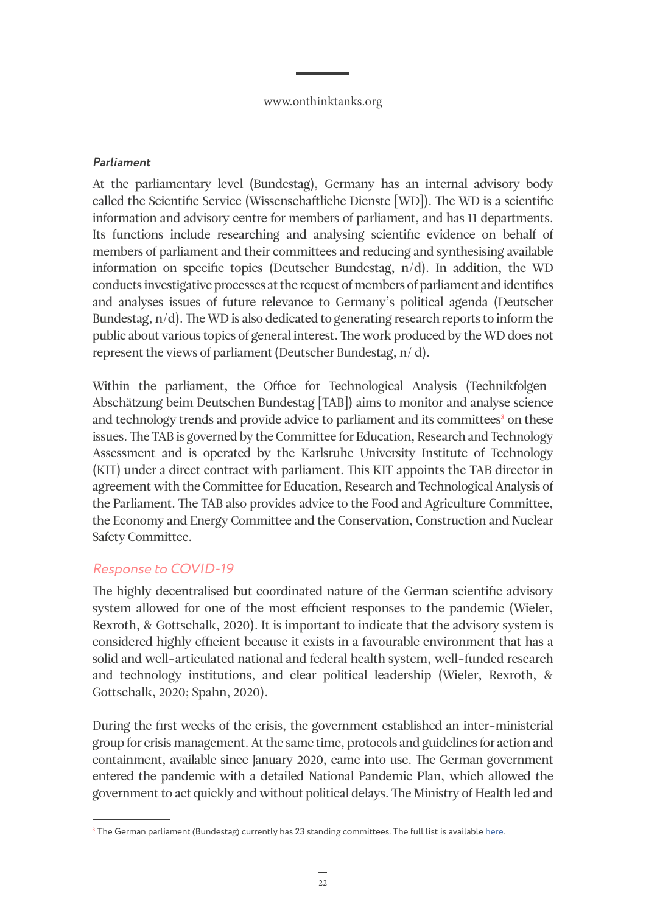### *Parliament*

At the parliamentary level (Bundestag), Germany has an internal advisory body called the Scientific Service (Wissenschaftliche Dienste [WD]). The WD is a scientific information and advisory centre for members of parliament, and has 11 departments. Its functions include researching and analysing scientific evidence on behalf of members of parliament and their committees and reducing and synthesising available information on specific topics (Deutscher Bundestag, n/d). In addition, the WD conducts investigative processes at the request of members of parliament and identifies and analyses issues of future relevance to Germany's political agenda (Deutscher Bundestag, n/d). The WD is also dedicated to generating research reports to inform the public about various topics of general interest. The work produced by the WD does not represent the views of parliament (Deutscher Bundestag, n/ d).

Within the parliament, the Office for Technological Analysis (Technikfolgen-Abschätzung beim Deutschen Bundestag [TAB]) aims to monitor and analyse science and technology trends and provide advice to parliament and its committees[3] on these issues. The TAB is governed by the Committee for Education, Research and Technology Assessment and is operated by the Karlsruhe University Institute of Technology (KIT) under a direct contract with parliament. This KIT appoints the TAB director in agreement with the Committee for Education, Research and Technological Analysis of the Parliament. The TAB also provides advice to the Food and Agriculture Committee, the Economy and Energy Committee and the Conservation, Construction and Nuclear Safety Committee.

## Response to COVID-19

The highly decentralised but coordinated nature of the German scientific advisory system allowed for one of the most efficient responses to the pandemic (Wieler, Rexroth, & Gottschalk, 2020). It is important to indicate that the advisory system is considered highly efficient because it exists in a favourable environment that has a solid and well-articulated national and federal health system, well-funded research and technology institutions, and clear political leadership (Wieler, Rexroth, & Gottschalk, 2020; Spahn, 2020).

During the first weeks of the crisis, the government established an inter-ministerial group for crisis management. At the same time, protocols and guidelines for action and containment, available since January 2020, came into use. The German government entered the pandemic with a detailed National Pandemic Plan, which allowed the government to act quickly and without political delays. The Ministry of Health led and

[3] The German parliament (Bundestag) currently has 23 standing committees. The full list is available here.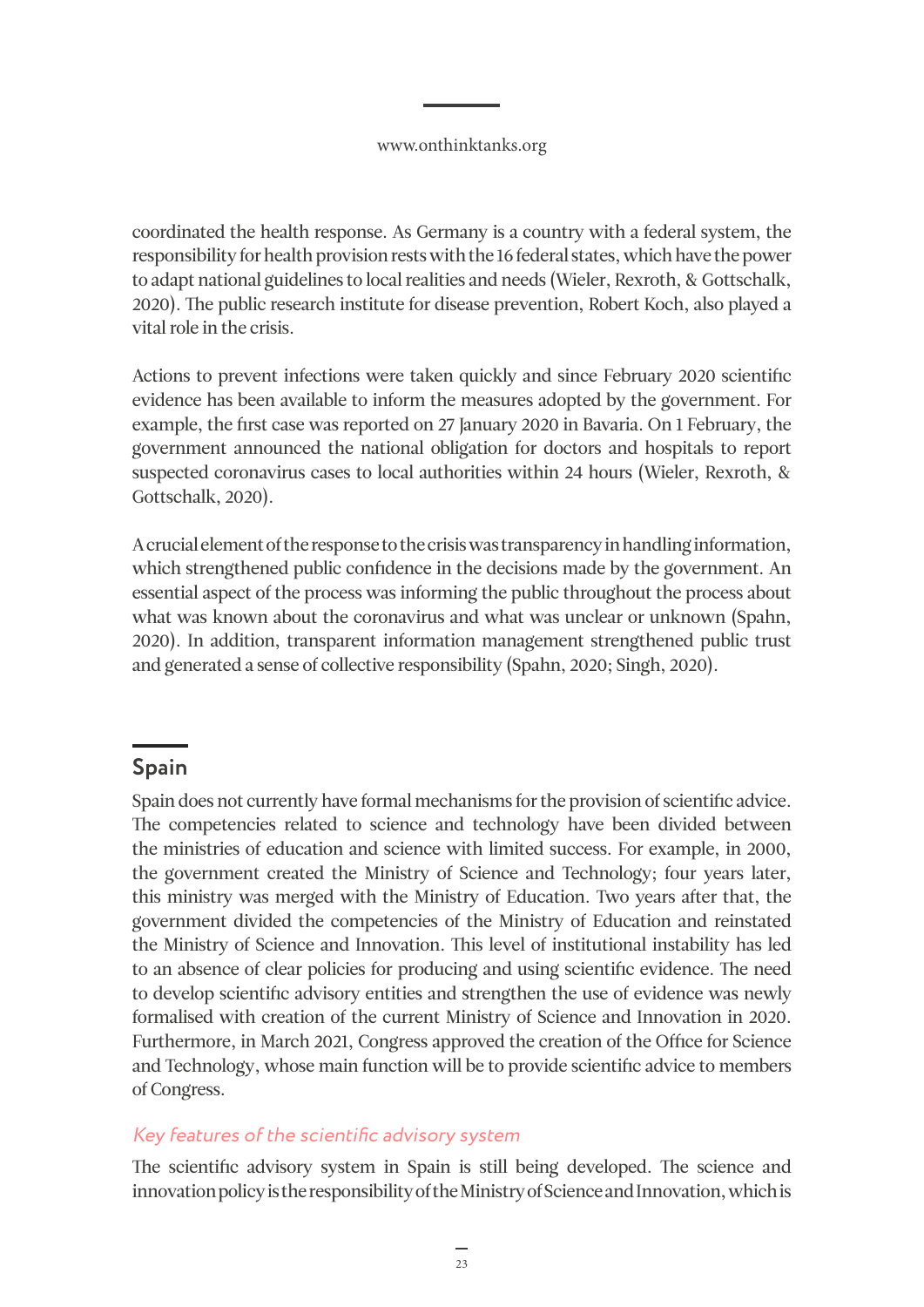coordinated the health response. As Germany is a country with a federal system, the responsibility for health provision rests with the 16 federal states, which have the power to adapt national guidelines to local realities and needs (Wieler, Rexroth, & Gottschalk, 2020). The public research institute for disease prevention, Robert Koch, also played a vital role in the crisis.

Actions to prevent infections were taken quickly and since February 2020 scientific evidence has been available to inform the measures adopted by the government. For example, the first case was reported on 27 January 2020 in Bavaria. On 1 February, the government announced the national obligation for doctors and hospitals to report suspected coronavirus cases to local authorities within 24 hours (Wieler, Rexroth, & Gottschalk, 2020).

A crucial element of the response to the crisis was transparency in handling information, which strengthened public confidence in the decisions made by the government. An essential aspect of the process was informing the public throughout the process about what was known about the coronavirus and what was unclear or unknown (Spahn, 2020). In addition, transparent information management strengthened public trust and generated a sense of collective responsibility (Spahn, 2020; Singh, 2020).

## Spain

Spain does not currently have formal mechanisms for the provision of scientific advice. The competencies related to science and technology have been divided between the ministries of education and science with limited success. For example, in 2000, the government created the Ministry of Science and Technology; four years later, this ministry was merged with the Ministry of Education. Two years after that, the government divided the competencies of the Ministry of Education and reinstated the Ministry of Science and Innovation. This level of institutional instability has led to an absence of clear policies for producing and using scientific evidence. The need to develop scientific advisory entities and strengthen the use of evidence was newly formalised with creation of the current Ministry of Science and Innovation in 2020. Furthermore, in March 2021, Congress approved the creation of the Office for Science and Technology, whose main function will be to provide scientific advice to members of Congress.

### *Key features of the scientific advisory system*

The scientific advisory system in Spain is still being developed. The science and innovation policy is the responsibility of the Ministry of Science and Innovation, which is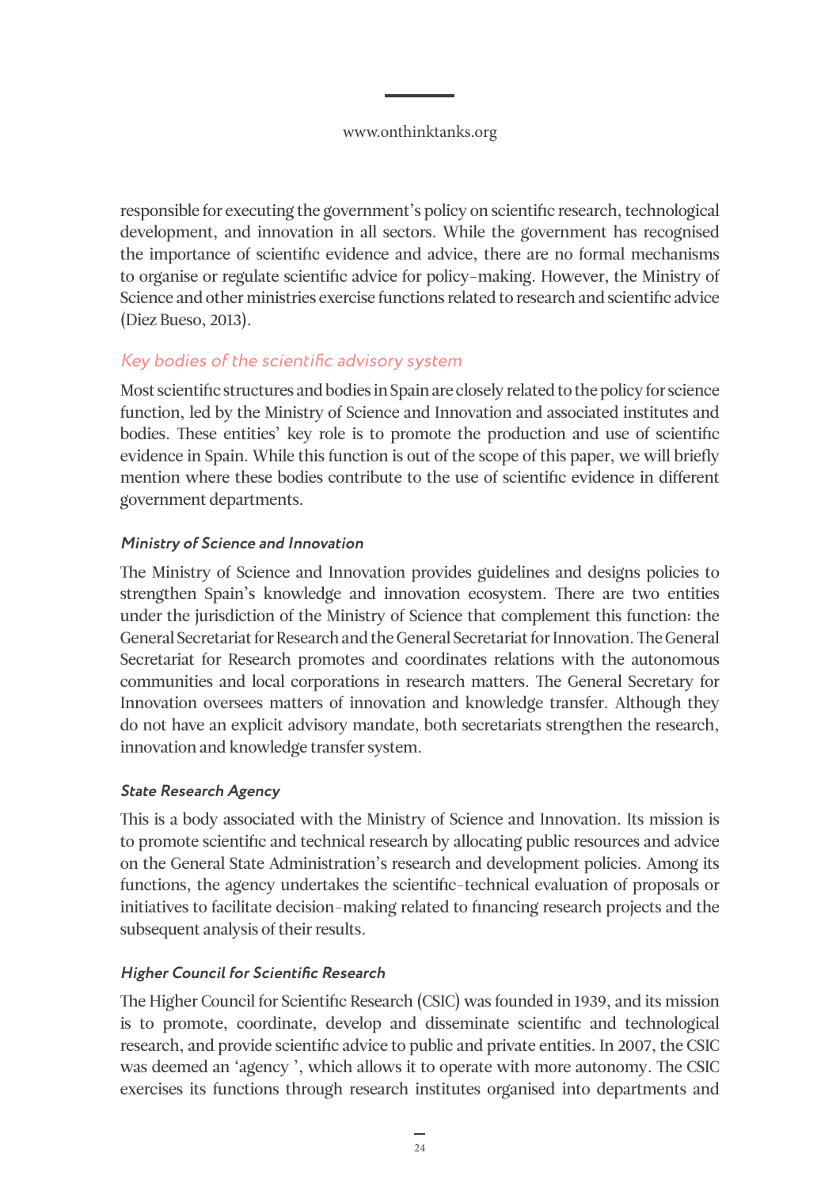responsible for executing the government's policy on scientific research, technological development, and innovation in all sectors. While the government has recognised the importance of scientific evidence and advice, there are no formal mechanisms to organise or regulate scientific advice for policy-making. However, the Ministry of Science and other ministries exercise functions related to research and scientific advice (Diez Bueso, 2013).

## *Key bodies of the scientific advisory system*

Most scientific structures and bodies in Spain are closely related to the policy for science function, led by the Ministry of Science and Innovation and associated institutes and bodies. These entities' key role is to promote the production and use of scientific evidence in Spain. While this function is out of the scope of this paper, we will briefly mention where these bodies contribute to the use of scientific evidence in different government departments.

### *Ministry of Science and Innovation*

The Ministry of Science and Innovation provides guidelines and designs policies to strengthen Spain's knowledge and innovation ecosystem. There are two entities under the jurisdiction of the Ministry of Science that complement this function: the General Secretariat for Research and the General Secretariat for Innovation. The General Secretariat for Research promotes and coordinates relations with the autonomous communities and local corporations in research matters. The General Secretary for Innovation oversees matters of innovation and knowledge transfer. Although they do not have an explicit advisory mandate, both secretariats strengthen the research, innovation and knowledge transfer system.

### *State Research Agency*

This is a body associated with the Ministry of Science and Innovation. Its mission is to promote scientific and technical research by allocating public resources and advice on the General State Administration's research and development policies. Among its functions, the agency undertakes the scientific-technical evaluation of proposals or initiatives to facilitate decision-making related to financing research projects and the subsequent analysis of their results.

### *Higher Council for Scientific Research*

The Higher Council for Scientific Research (CSIC) was founded in 1939, and its mission is to promote, coordinate, develop and disseminate scientific and technological research, and provide scientific advice to public and private entities. In 2007, the CSIC was deemed an 'agency ', which allows it to operate with more autonomy. The CSIC exercises its functions through research institutes organised into departments and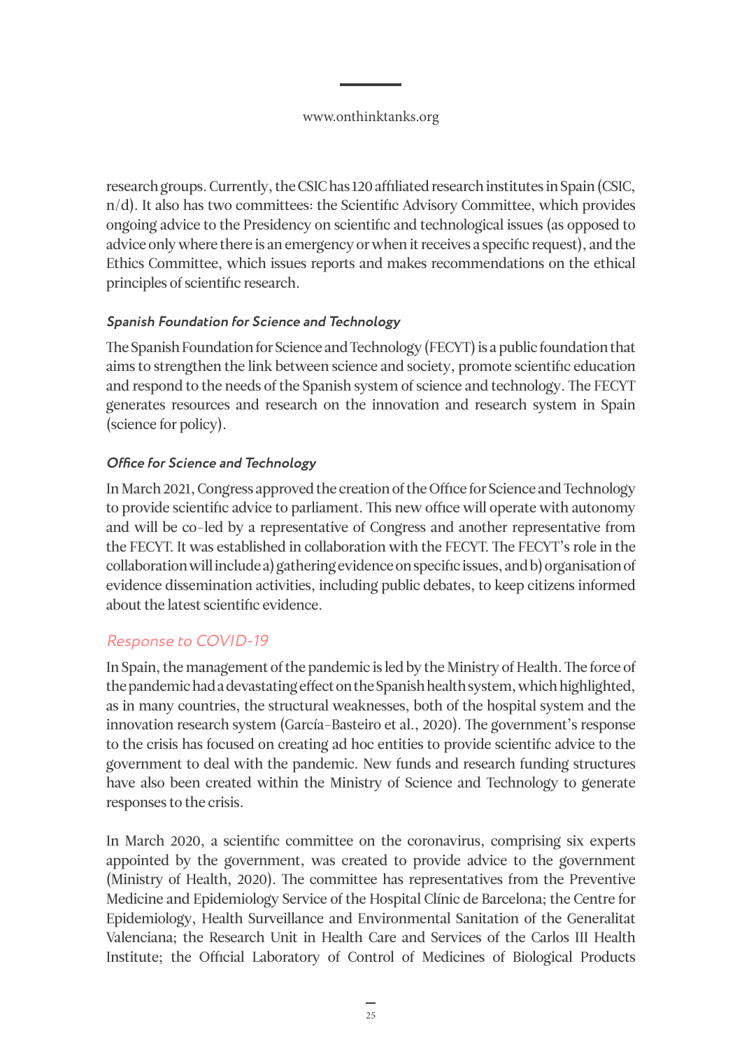research groups. Currently, the CSIC has 120 affiliated research institutes in Spain (CSIC, n/d). It also has two committees: the Scientific Advisory Committee, which provides ongoing advice to the Presidency on scientific and technological issues (as opposed to advice only where there is an emergency or when it receives a specific request), and the Ethics Committee, which issues reports and makes recommendations on the ethical principles of scientific research.

#### *Spanish Foundation for Science and Technology*

The Spanish Foundation for Science and Technology (FECYT) is a public foundation that aims to strengthen the link between science and society, promote scientific education and respond to the needs of the Spanish system of science and technology. The FECYT generates resources and research on the innovation and research system in Spain (science for policy).

#### *Office for Science and Technology*

In March 2021, Congress approved the creation of the Office for Science and Technology to provide scientific advice to parliament. This new office will operate with autonomy and will be co-led by a representative of Congress and another representative from the FECYT. It was established in collaboration with the FECYT. The FECYT's role in the collaboration will include a) gathering evidence on specific issues, and b) organisation of evidence dissemination activities, including public debates, to keep citizens informed about the latest scientific evidence.

### Response to COVID-19

In Spain, the management of the pandemic is led by the Ministry of Health. The force of the pandemic had a devastating effect on the Spanish health system, which highlighted, as in many countries, the structural weaknesses, both of the hospital system and the innovation research system (García-Basteiro et al., 2020). The government's response to the crisis has focused on creating ad hoc entities to provide scientific advice to the government to deal with the pandemic. New funds and research funding structures have also been created within the Ministry of Science and Technology to generate responses to the crisis.

In March 2020, a scientific committee on the coronavirus, comprising six experts appointed by the government, was created to provide advice to the government (Ministry of Health, 2020). The committee has representatives from the Preventive Medicine and Epidemiology Service of the Hospital Clínic de Barcelona; the Centre for Epidemiology, Health Surveillance and Environmental Sanitation of the Generalitat Valenciana; the Research Unit in Health Care and Services of the Carlos III Health Institute; the Official Laboratory of Control of Medicines of Biological Products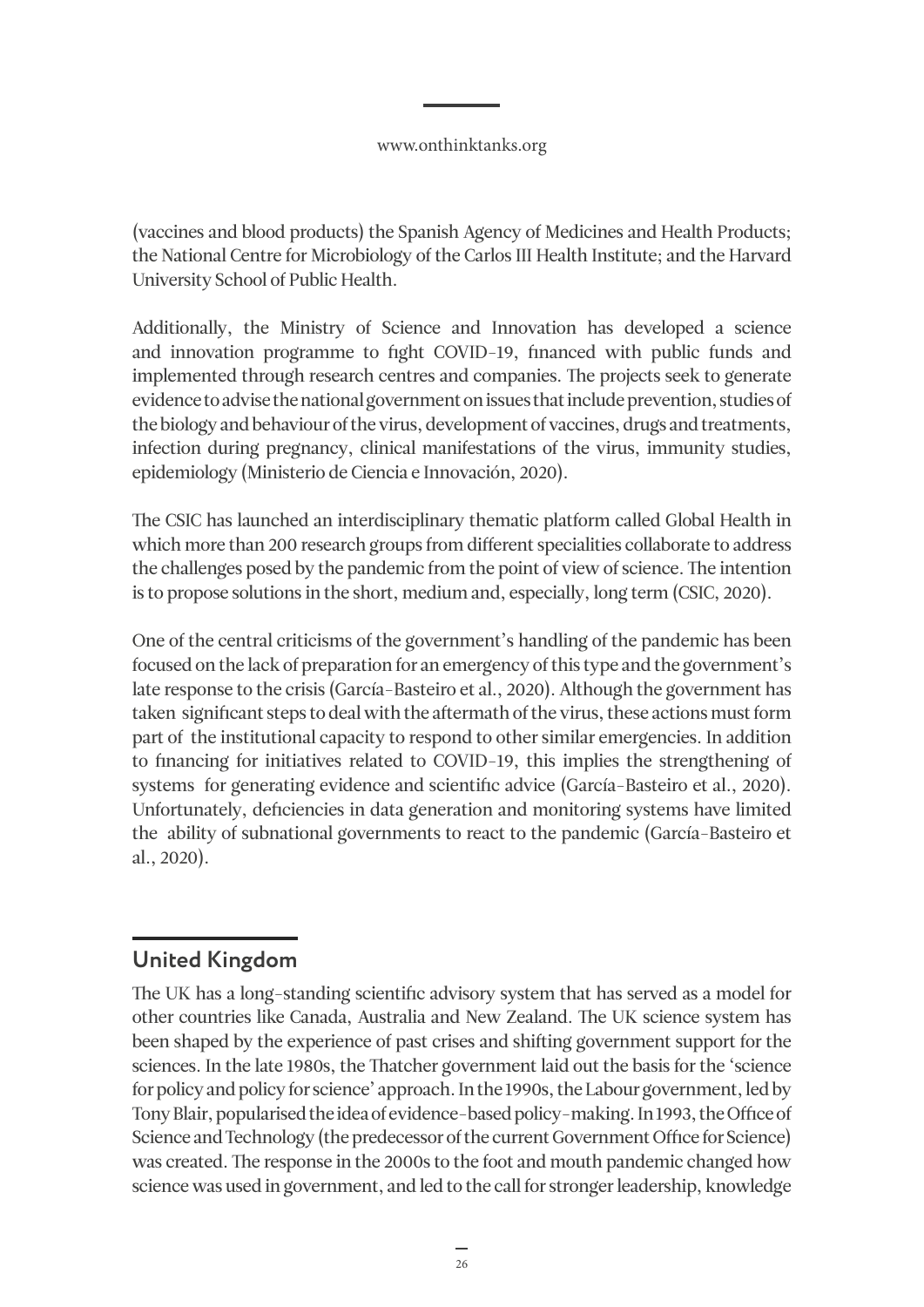(vaccines and blood products) the Spanish Agency of Medicines and Health Products; the National Centre for Microbiology of the Carlos III Health Institute; and the Harvard University School of Public Health.

Additionally, the Ministry of Science and Innovation has developed a science and innovation programme to fight COVID-19, financed with public funds and implemented through research centres and companies. The projects seek to generate evidence to advise the national government on issues that include prevention, studies of the biology and behaviour of the virus, development of vaccines, drugs and treatments, infection during pregnancy, clinical manifestations of the virus, immunity studies, epidemiology (Ministerio de Ciencia e Innovación, 2020).

The CSIC has launched an interdisciplinary thematic platform called Global Health in which more than 200 research groups from different specialities collaborate to address the challenges posed by the pandemic from the point of view of science. The intention is to propose solutions in the short, medium and, especially, long term (CSIC, 2020).

One of the central criticisms of the government's handling of the pandemic has been focused on the lack of preparation for an emergency of this type and the government's late response to the crisis (García-Basteiro et al., 2020). Although the government has taken significant steps to deal with the aftermath of the virus, these actions must form part of the institutional capacity to respond to other similar emergencies. In addition to financing for initiatives related to COVID-19, this implies the strengthening of systems for generating evidence and scientific advice (García-Basteiro et al., 2020). Unfortunately, deficiencies in data generation and monitoring systems have limited the ability of subnational governments to react to the pandemic (García-Basteiro et al., 2020).

## United Kingdom

The UK has a long-standing scientific advisory system that has served as a model for other countries like Canada, Australia and New Zealand. The UK science system has been shaped by the experience of past crises and shifting government support for the sciences. In the late 1980s, the Thatcher government laid out the basis for the 'science for policy and policy for science' approach. In the 1990s, the Labour government, led by Tony Blair, popularised the idea of evidence-based policy-making. In 1993, the Office of Science and Technology (the predecessor of the current Government Office for Science) was created. The response in the 2000s to the foot and mouth pandemic changed how science was used in government, and led to the call for stronger leadership, knowledge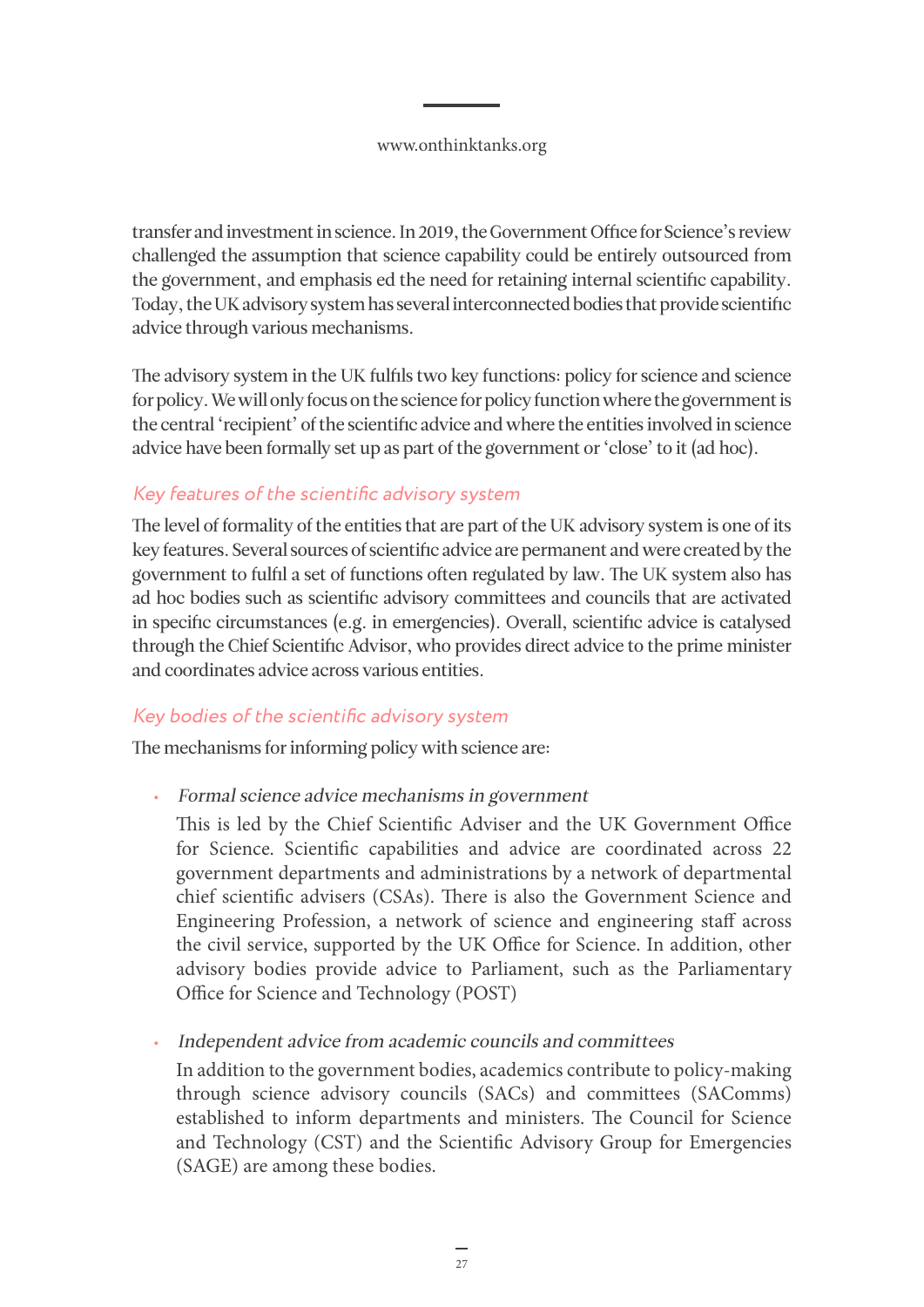transfer and investment in science. In 2019, the Government Office for Science's review challenged the assumption that science capability could be entirely outsourced from the government, and emphasis ed the need for retaining internal scientific capability. Today, the UK advisory system has several interconnected bodies that provide scientific advice through various mechanisms.

The advisory system in the UK fulfils two key functions: policy for science and science for policy. We will only focus on the science for policy function where the government is the central 'recipient' of the scientific advice and where the entities involved in science advice have been formally set up as part of the government or 'close' to it (ad hoc).

### *Key features of the scientific advisory system*

The level of formality of the entities that are part of the UK advisory system is one of its key features. Several sources of scientific advice are permanent and were created by the government to fulfil a set of functions often regulated by law. The UK system also has ad hoc bodies such as scientific advisory committees and councils that are activated in specific circumstances (e.g. in emergencies). Overall, scientific advice is catalysed through the Chief Scientific Advisor, who provides direct advice to the prime minister and coordinates advice across various entities.

### *Key bodies of the scientific advisory system*

The mechanisms for informing policy with science are:

- *Formal science advice mechanisms in government*

  This is led by the Chief Scientific Adviser and the UK Government Office for Science. Scientific capabilities and advice are coordinated across 22 government departments and administrations by a network of departmental chief scientific advisers (CSAs). There is also the Government Science and Engineering Profession, a network of science and engineering staff across the civil service, supported by the UK Office for Science. In addition, other advisory bodies provide advice to Parliament, such as the Parliamentary Office for Science and Technology (POST)

- *Independent advice from academic councils and committees*

  In addition to the government bodies, academics contribute to policy-making through science advisory councils (SACs) and committees (SAComms) established to inform departments and ministers. The Council for Science and Technology (CST) and the Scientific Advisory Group for Emergencies (SAGE) are among these bodies.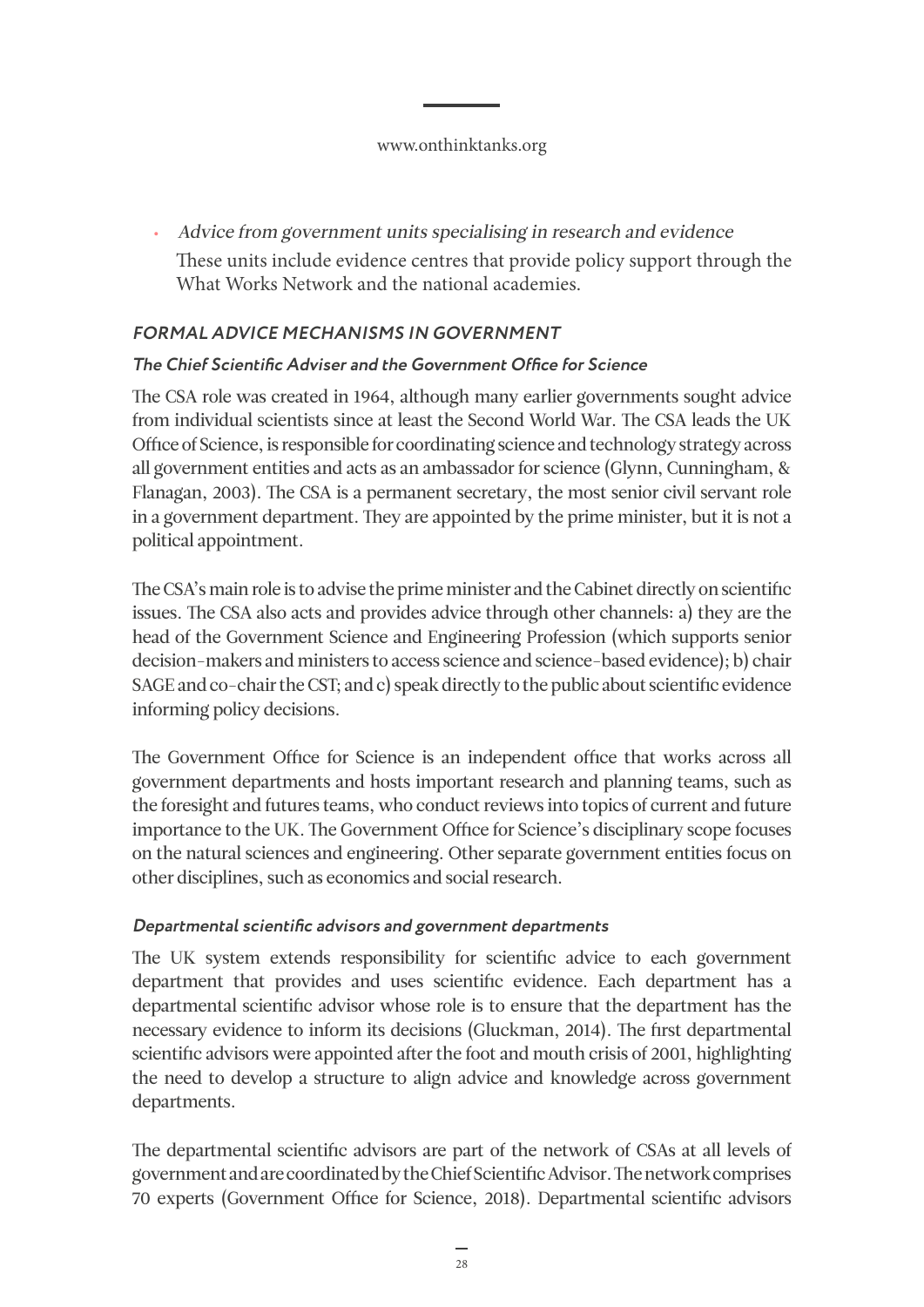- *Advice from government units specialising in research and evidence*

  These units include evidence centres that provide policy support through the What Works Network and the national academies.

### *FORMAL ADVICE MECHANISMS IN GOVERNMENT*

#### *The Chief Scientific Adviser and the Government Office for Science*

The CSA role was created in 1964, although many earlier governments sought advice from individual scientists since at least the Second World War. The CSA leads the UK Office of Science, is responsible for coordinating science and technology strategy across all government entities and acts as an ambassador for science (Glynn, Cunningham, & Flanagan, 2003). The CSA is a permanent secretary, the most senior civil servant role in a government department. They are appointed by the prime minister, but it is not a political appointment.

The CSA's main role is to advise the prime minister and the Cabinet directly on scientific issues. The CSA also acts and provides advice through other channels: a) they are the head of the Government Science and Engineering Profession (which supports senior decision-makers and ministers to access science and science-based evidence); b) chair SAGE and co-chair the CST; and c) speak directly to the public about scientific evidence informing policy decisions.

The Government Office for Science is an independent office that works across all government departments and hosts important research and planning teams, such as the foresight and futures teams, who conduct reviews into topics of current and future importance to the UK. The Government Office for Science's disciplinary scope focuses on the natural sciences and engineering. Other separate government entities focus on other disciplines, such as economics and social research.

#### *Departmental scientific advisors and government departments*

The UK system extends responsibility for scientific advice to each government department that provides and uses scientific evidence. Each department has a departmental scientific advisor whose role is to ensure that the department has the necessary evidence to inform its decisions (Gluckman, 2014). The first departmental scientific advisors were appointed after the foot and mouth crisis of 2001, highlighting the need to develop a structure to align advice and knowledge across government departments.

The departmental scientific advisors are part of the network of CSAs at all levels of government and are coordinated by the Chief Scientific Advisor. The network comprises 70 experts (Government Office for Science, 2018). Departmental scientific advisors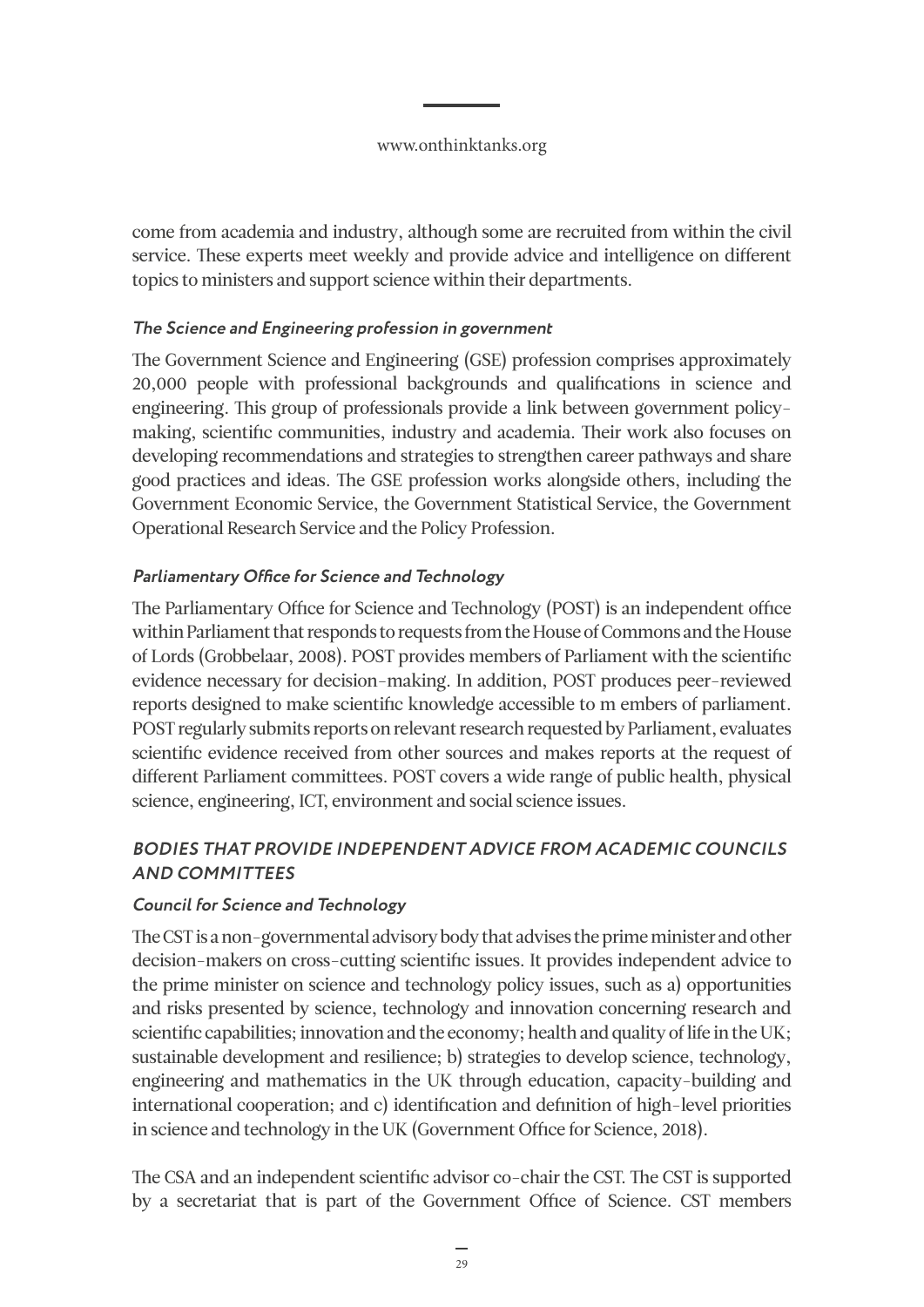come from academia and industry, although some are recruited from within the civil service. These experts meet weekly and provide advice and intelligence on different topics to ministers and support science within their departments.

#### *The Science and Engineering profession in government*

The Government Science and Engineering (GSE) profession comprises approximately 20,000 people with professional backgrounds and qualifications in science and engineering. This group of professionals provide a link between government policy-making, scientific communities, industry and academia. Their work also focuses on developing recommendations and strategies to strengthen career pathways and share good practices and ideas. The GSE profession works alongside others, including the Government Economic Service, the Government Statistical Service, the Government Operational Research Service and the Policy Profession.

#### *Parliamentary Office for Science and Technology*

The Parliamentary Office for Science and Technology (POST) is an independent office within Parliament that responds to requests from the House of Commons and the House of Lords (Grobbelaar, 2008). POST provides members of Parliament with the scientific evidence necessary for decision-making. In addition, POST produces peer-reviewed reports designed to make scientific knowledge accessible to m embers of parliament. POST regularly submits reports on relevant research requested by Parliament, evaluates scientific evidence received from other sources and makes reports at the request of different Parliament committees. POST covers a wide range of public health, physical science, engineering, ICT, environment and social science issues.

### *BODIES THAT PROVIDE INDEPENDENT ADVICE FROM ACADEMIC COUNCILS AND COMMITTEES*

#### *Council for Science and Technology*

The CST is a non-governmental advisory body that advises the prime minister and other decision-makers on cross-cutting scientific issues. It provides independent advice to the prime minister on science and technology policy issues, such as a) opportunities and risks presented by science, technology and innovation concerning research and scientific capabilities; innovation and the economy; health and quality of life in the UK; sustainable development and resilience; b) strategies to develop science, technology, engineering and mathematics in the UK through education, capacity-building and international cooperation; and c) identification and definition of high-level priorities in science and technology in the UK (Government Office for Science, 2018).

The CSA and an independent scientific advisor co-chair the CST. The CST is supported by a secretariat that is part of the Government Office of Science. CST members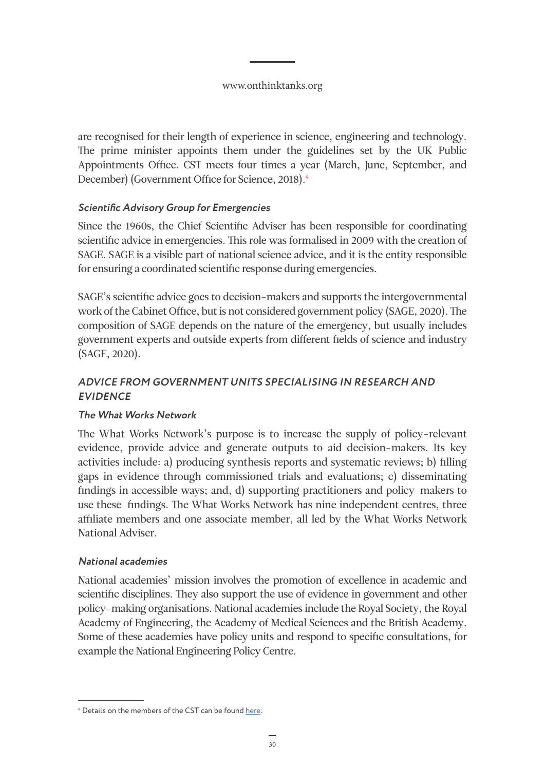are recognised for their length of experience in science, engineering and technology. The prime minister appoints them under the guidelines set by the UK Public Appointments Office. CST meets four times a year (March, June, September, and December) (Government Office for Science, 2018).[4]

#### *Scientific Advisory Group for Emergencies*

Since the 1960s, the Chief Scientific Adviser has been responsible for coordinating scientific advice in emergencies. This role was formalised in 2009 with the creation of SAGE. SAGE is a visible part of national science advice, and it is the entity responsible for ensuring a coordinated scientific response during emergencies.

SAGE's scientific advice goes to decision-makers and supports the intergovernmental work of the Cabinet Office, but is not considered government policy (SAGE, 2020). The composition of SAGE depends on the nature of the emergency, but usually includes government experts and outside experts from different fields of science and industry (SAGE, 2020).

### *ADVICE FROM GOVERNMENT UNITS SPECIALISING IN RESEARCH AND EVIDENCE*

#### *The What Works Network*

The What Works Network's purpose is to increase the supply of policy-relevant evidence, provide advice and generate outputs to aid decision-makers. Its key activities include: a) producing synthesis reports and systematic reviews; b) filling gaps in evidence through commissioned trials and evaluations; c) disseminating findings in accessible ways; and, d) supporting practitioners and policy-makers to use these findings. The What Works Network has nine independent centres, three affiliate members and one associate member, all led by the What Works Network National Adviser.

#### *National academies*

National academies' mission involves the promotion of excellence in academic and scientific disciplines. They also support the use of evidence in government and other policy-making organisations. National academies include the Royal Society, the Royal Academy of Engineering, the Academy of Medical Sciences and the British Academy. Some of these academies have policy units and respond to specific consultations, for example the National Engineering Policy Centre.

---

[4] Details on the members of the CST can be found here.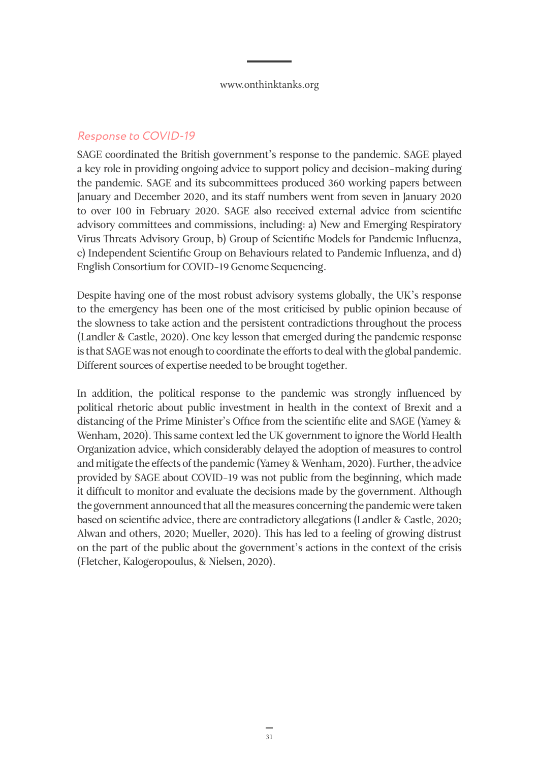### *Response to COVID-19*

SAGE coordinated the British government's response to the pandemic. SAGE played a key role in providing ongoing advice to support policy and decision-making during the pandemic. SAGE and its subcommittees produced 360 working papers between January and December 2020, and its staff numbers went from seven in January 2020 to over 100 in February 2020. SAGE also received external advice from scientific advisory committees and commissions, including: a) New and Emerging Respiratory Virus Threats Advisory Group, b) Group of Scientific Models for Pandemic Influenza, c) Independent Scientific Group on Behaviours related to Pandemic Influenza, and d) English Consortium for COVID-19 Genome Sequencing.

Despite having one of the most robust advisory systems globally, the UK's response to the emergency has been one of the most criticised by public opinion because of the slowness to take action and the persistent contradictions throughout the process (Landler & Castle, 2020). One key lesson that emerged during the pandemic response is that SAGE was not enough to coordinate the efforts to deal with the global pandemic. Different sources of expertise needed to be brought together.

In addition, the political response to the pandemic was strongly influenced by political rhetoric about public investment in health in the context of Brexit and a distancing of the Prime Minister's Office from the scientific elite and SAGE (Yamey & Wenham, 2020). This same context led the UK government to ignore the World Health Organization advice, which considerably delayed the adoption of measures to control and mitigate the effects of the pandemic (Yamey & Wenham, 2020). Further, the advice provided by SAGE about COVID-19 was not public from the beginning, which made it difficult to monitor and evaluate the decisions made by the government. Although the government announced that all the measures concerning the pandemic were taken based on scientific advice, there are contradictory allegations (Landler & Castle, 2020; Alwan and others, 2020; Mueller, 2020). This has led to a feeling of growing distrust on the part of the public about the government's actions in the context of the crisis (Fletcher, Kalogeropoulus, & Nielsen, 2020).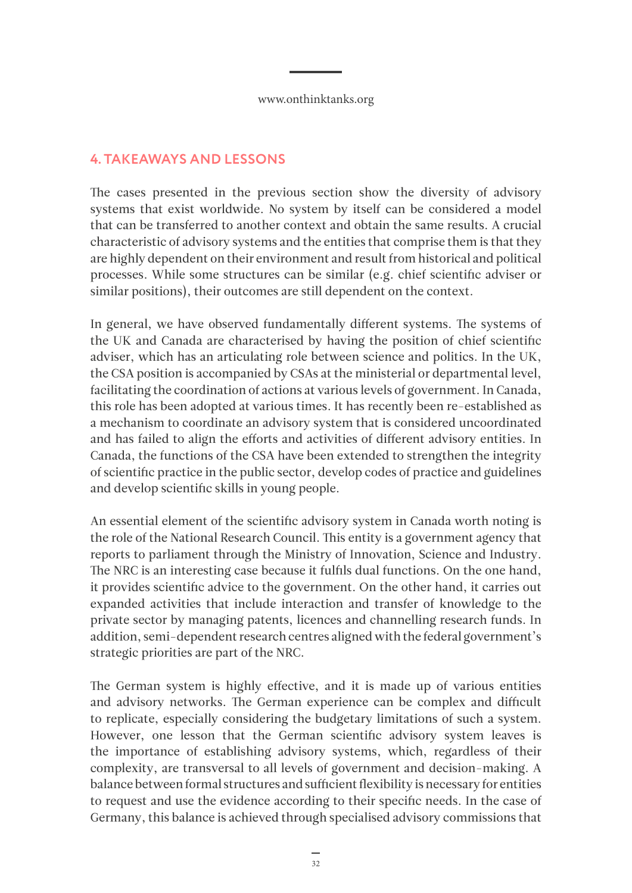## 4. TAKEAWAYS AND LESSONS

The cases presented in the previous section show the diversity of advisory systems that exist worldwide. No system by itself can be considered a model that can be transferred to another context and obtain the same results. A crucial characteristic of advisory systems and the entities that comprise them is that they are highly dependent on their environment and result from historical and political processes. While some structures can be similar (e.g. chief scientific adviser or similar positions), their outcomes are still dependent on the context.

In general, we have observed fundamentally different systems. The systems of the UK and Canada are characterised by having the position of chief scientific adviser, which has an articulating role between science and politics. In the UK, the CSA position is accompanied by CSAs at the ministerial or departmental level, facilitating the coordination of actions at various levels of government. In Canada, this role has been adopted at various times. It has recently been re-established as a mechanism to coordinate an advisory system that is considered uncoordinated and has failed to align the efforts and activities of different advisory entities. In Canada, the functions of the CSA have been extended to strengthen the integrity of scientific practice in the public sector, develop codes of practice and guidelines and develop scientific skills in young people.

An essential element of the scientific advisory system in Canada worth noting is the role of the National Research Council. This entity is a government agency that reports to parliament through the Ministry of Innovation, Science and Industry. The NRC is an interesting case because it fulfils dual functions. On the one hand, it provides scientific advice to the government. On the other hand, it carries out expanded activities that include interaction and transfer of knowledge to the private sector by managing patents, licences and channelling research funds. In addition, semi-dependent research centres aligned with the federal government's strategic priorities are part of the NRC.

The German system is highly effective, and it is made up of various entities and advisory networks. The German experience can be complex and difficult to replicate, especially considering the budgetary limitations of such a system. However, one lesson that the German scientific advisory system leaves is the importance of establishing advisory systems, which, regardless of their complexity, are transversal to all levels of government and decision-making. A balance between formal structures and sufficient flexibility is necessary for entities to request and use the evidence according to their specific needs. In the case of Germany, this balance is achieved through specialised advisory commissions that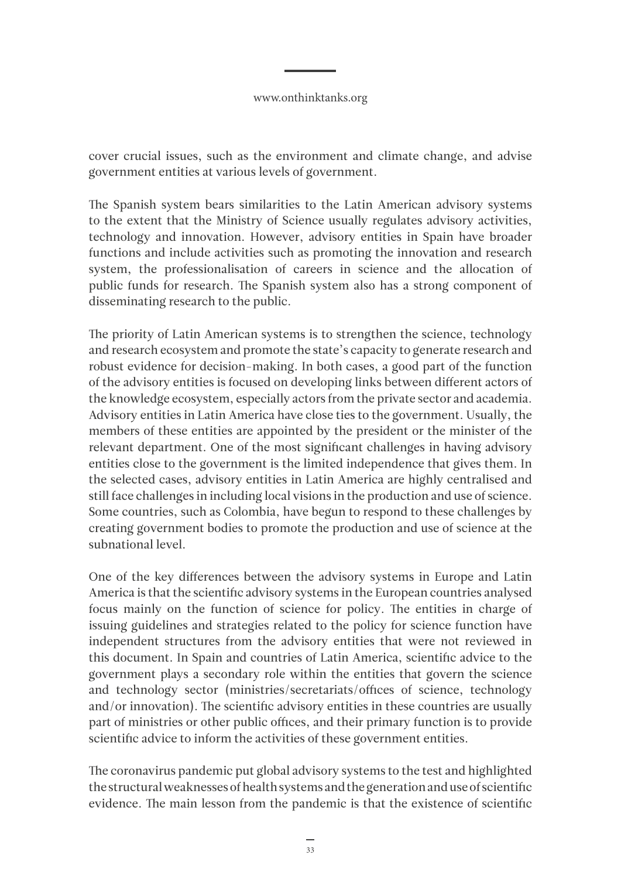cover crucial issues, such as the environment and climate change, and advise government entities at various levels of government.

The Spanish system bears similarities to the Latin American advisory systems to the extent that the Ministry of Science usually regulates advisory activities, technology and innovation. However, advisory entities in Spain have broader functions and include activities such as promoting the innovation and research system, the professionalisation of careers in science and the allocation of public funds for research. The Spanish system also has a strong component of disseminating research to the public.

The priority of Latin American systems is to strengthen the science, technology and research ecosystem and promote the state's capacity to generate research and robust evidence for decision-making. In both cases, a good part of the function of the advisory entities is focused on developing links between different actors of the knowledge ecosystem, especially actors from the private sector and academia. Advisory entities in Latin America have close ties to the government. Usually, the members of these entities are appointed by the president or the minister of the relevant department. One of the most significant challenges in having advisory entities close to the government is the limited independence that gives them. In the selected cases, advisory entities in Latin America are highly centralised and still face challenges in including local visions in the production and use of science. Some countries, such as Colombia, have begun to respond to these challenges by creating government bodies to promote the production and use of science at the subnational level.

One of the key differences between the advisory systems in Europe and Latin America is that the scientific advisory systems in the European countries analysed focus mainly on the function of science for policy. The entities in charge of issuing guidelines and strategies related to the policy for science function have independent structures from the advisory entities that were not reviewed in this document. In Spain and countries of Latin America, scientific advice to the government plays a secondary role within the entities that govern the science and technology sector (ministries/secretariats/offices of science, technology and/or innovation). The scientific advisory entities in these countries are usually part of ministries or other public offices, and their primary function is to provide scientific advice to inform the activities of these government entities.

The coronavirus pandemic put global advisory systems to the test and highlighted the structural weaknesses of health systems and the generation and use of scientific evidence. The main lesson from the pandemic is that the existence of scientific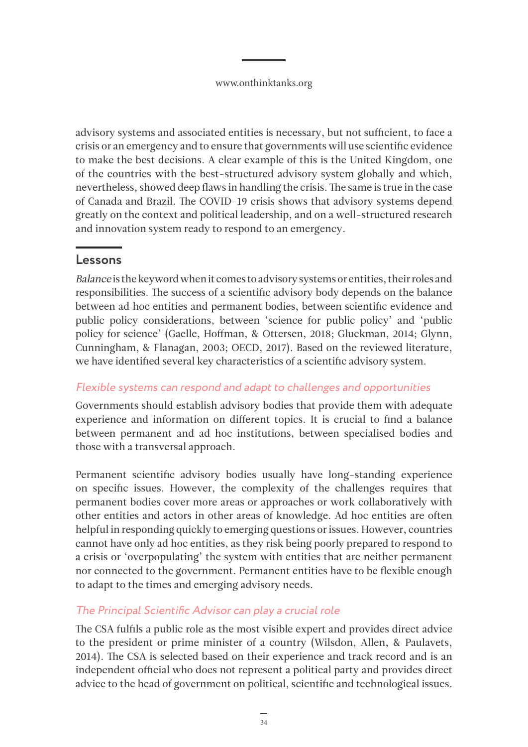advisory systems and associated entities is necessary, but not sufficient, to face a crisis or an emergency and to ensure that governments will use scientific evidence to make the best decisions. A clear example of this is the United Kingdom, one of the countries with the best-structured advisory system globally and which, nevertheless, showed deep flaws in handling the crisis. The same is true in the case of Canada and Brazil. The COVID-19 crisis shows that advisory systems depend greatly on the context and political leadership, and on a well-structured research and innovation system ready to respond to an emergency.

## Lessons

*Balance* is the keyword when it comes to advisory systems or entities, their roles and responsibilities. The success of a scientific advisory body depends on the balance between ad hoc entities and permanent bodies, between scientific evidence and public policy considerations, between 'science for public policy' and 'public policy for science' (Gaelle, Hoffman, & Ottersen, 2018; Gluckman, 2014; Glynn, Cunningham, & Flanagan, 2003; OECD, 2017). Based on the reviewed literature, we have identified several key characteristics of a scientific advisory system.

### Flexible systems can respond and adapt to challenges and opportunities

Governments should establish advisory bodies that provide them with adequate experience and information on different topics. It is crucial to find a balance between permanent and ad hoc institutions, between specialised bodies and those with a transversal approach.

Permanent scientific advisory bodies usually have long-standing experience on specific issues. However, the complexity of the challenges requires that permanent bodies cover more areas or approaches or work collaboratively with other entities and actors in other areas of knowledge. Ad hoc entities are often helpful in responding quickly to emerging questions or issues. However, countries cannot have only ad hoc entities, as they risk being poorly prepared to respond to a crisis or 'overpopulating' the system with entities that are neither permanent nor connected to the government. Permanent entities have to be flexible enough to adapt to the times and emerging advisory needs.

### The Principal Scientific Advisor can play a crucial role

The CSA fulfils a public role as the most visible expert and provides direct advice to the president or prime minister of a country (Wilsdon, Allen, & Paulavets, 2014). The CSA is selected based on their experience and track record and is an independent official who does not represent a political party and provides direct advice to the head of government on political, scientific and technological issues.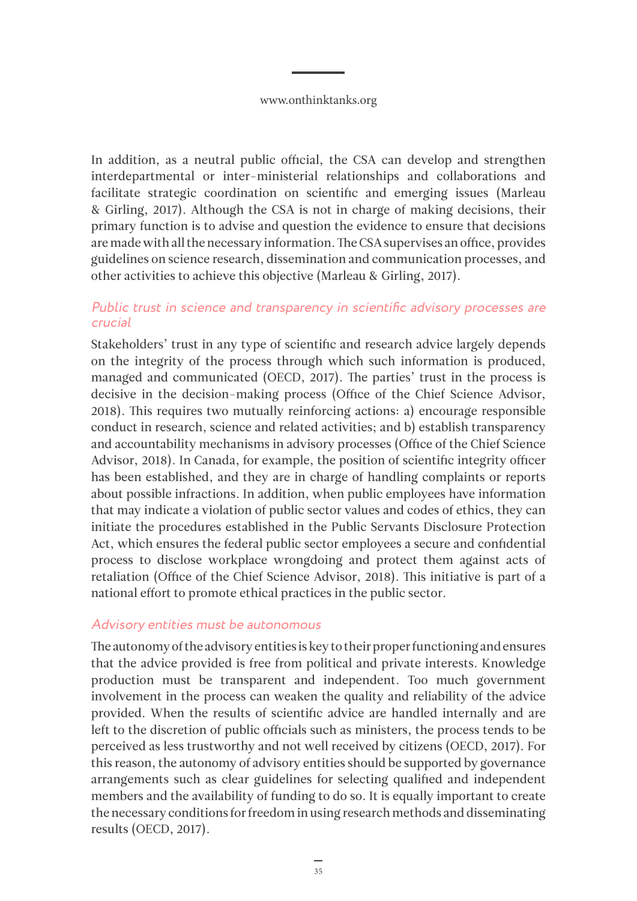In addition, as a neutral public official, the CSA can develop and strengthen interdepartmental or inter-ministerial relationships and collaborations and facilitate strategic coordination on scientific and emerging issues (Marleau & Girling, 2017). Although the CSA is not in charge of making decisions, their primary function is to advise and question the evidence to ensure that decisions are made with all the necessary information. The CSA supervises an office, provides guidelines on science research, dissemination and communication processes, and other activities to achieve this objective (Marleau & Girling, 2017).

### *Public trust in science and transparency in scientific advisory processes are crucial*

Stakeholders' trust in any type of scientific and research advice largely depends on the integrity of the process through which such information is produced, managed and communicated (OECD, 2017). The parties' trust in the process is decisive in the decision-making process (Office of the Chief Science Advisor, 2018). This requires two mutually reinforcing actions: a) encourage responsible conduct in research, science and related activities; and b) establish transparency and accountability mechanisms in advisory processes (Office of the Chief Science Advisor, 2018). In Canada, for example, the position of scientific integrity officer has been established, and they are in charge of handling complaints or reports about possible infractions. In addition, when public employees have information that may indicate a violation of public sector values and codes of ethics, they can initiate the procedures established in the Public Servants Disclosure Protection Act, which ensures the federal public sector employees a secure and confidential process to disclose workplace wrongdoing and protect them against acts of retaliation (Office of the Chief Science Advisor, 2018). This initiative is part of a national effort to promote ethical practices in the public sector.

### *Advisory entities must be autonomous*

The autonomy of the advisory entities is key to their proper functioning and ensures that the advice provided is free from political and private interests. Knowledge production must be transparent and independent. Too much government involvement in the process can weaken the quality and reliability of the advice provided. When the results of scientific advice are handled internally and are left to the discretion of public officials such as ministers, the process tends to be perceived as less trustworthy and not well received by citizens (OECD, 2017). For this reason, the autonomy of advisory entities should be supported by governance arrangements such as clear guidelines for selecting qualified and independent members and the availability of funding to do so. It is equally important to create the necessary conditions for freedom in using research methods and disseminating results (OECD, 2017).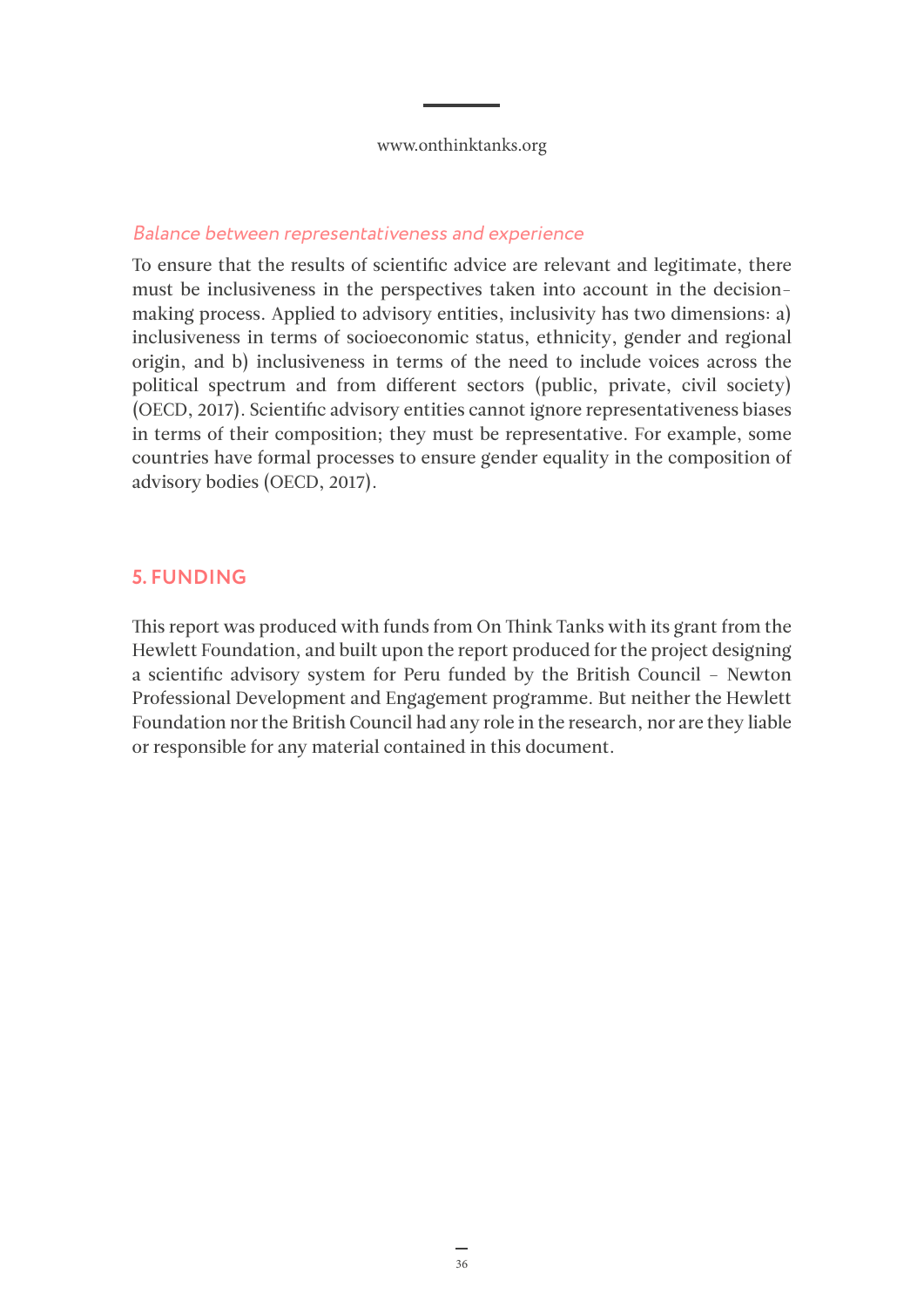*Balance between representativeness and experience*

To ensure that the results of scientific advice are relevant and legitimate, there must be inclusiveness in the perspectives taken into account in the decision-making process. Applied to advisory entities, inclusivity has two dimensions: a) inclusiveness in terms of socioeconomic status, ethnicity, gender and regional origin, and b) inclusiveness in terms of the need to include voices across the political spectrum and from different sectors (public, private, civil society) (OECD, 2017). Scientific advisory entities cannot ignore representativeness biases in terms of their composition; they must be representative. For example, some countries have formal processes to ensure gender equality in the composition of advisory bodies (OECD, 2017).

## 5. FUNDING

This report was produced with funds from On Think Tanks with its grant from the Hewlett Foundation, and built upon the report produced for the project designing a scientific advisory system for Peru funded by the British Council – Newton Professional Development and Engagement programme. But neither the Hewlett Foundation nor the British Council had any role in the research, nor are they liable or responsible for any material contained in this document.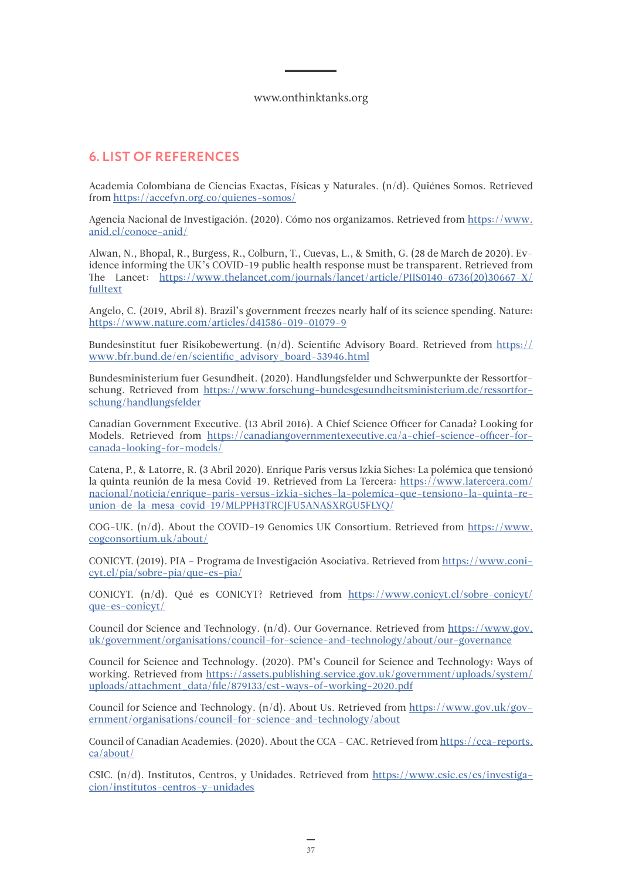## 6. LIST OF REFERENCES

Academia Colombiana de Ciencias Exactas, Físicas y Naturales. (n/d). Quiénes Somos. Retrieved from https://accefyn.org.co/quienes-somos/

Agencia Nacional de Investigación. (2020). Cómo nos organizamos. Retrieved from https://www.anid.cl/conoce-anid/

Alwan, N., Bhopal, R., Burgess, R., Colburn, T., Cuevas, L., & Smith, G. (28 de March de 2020). Evidence informing the UK's COVID-19 public health response must be transparent. Retrieved from The Lancet: https://www.thelancet.com/journals/lancet/article/PIIS0140-6736(20)30667-X/fulltext

Angelo, C. (2019, Abril 8). Brazil's government freezes nearly half of its science spending. Nature: https://www.nature.com/articles/d41586-019-01079-9

Bundesinstitut fuer Risikobewertung. (n/d). Scientific Advisory Board. Retrieved from https://www.bfr.bund.de/en/scientific_advisory_board-53946.html

Bundesministerium fuer Gesundheit. (2020). Handlungsfelder und Schwerpunkte der Ressortforschung. Retrieved from https://www.forschung-bundesgesundheitsministerium.de/ressortforschung/handlungsfelder

Canadian Government Executive. (13 Abril 2016). A Chief Science Officer for Canada? Looking for Models. Retrieved from https://canadiangovernmentexecutive.ca/a-chief-science-officer-for-canada-looking-for-models/

Catena, P., & Latorre, R. (3 Abril 2020). Enrique Paris versus Izkia Siches: La polémica que tensionó la quinta reunión de la mesa Covid-19. Retrieved from La Tercera: https://www.latercera.com/nacional/noticia/enrique-paris-versus-izkia-siches-la-polemica-que-tensiono-la-quinta-reunion-de-la-mesa-covid-19/MLPPH3TRCJFU5ANASXRGU5FLYQ/

COG-UK. (n/d). About the COVID-19 Genomics UK Consortium. Retrieved from https://www.cogconsortium.uk/about/

CONICYT. (2019). PIA – Programa de Investigación Asociativa. Retrieved from https://www.conicyt.cl/pia/sobre-pia/que-es-pia/

CONICYT. (n/d). Qué es CONICYT? Retrieved from https://www.conicyt.cl/sobre-conicyt/que-es-conicyt/

Council dor Science and Technology. (n/d). Our Governance. Retrieved from https://www.gov.uk/government/organisations/council-for-science-and-technology/about/our-governance

Council for Science and Technology. (2020). PM's Council for Science and Technology: Ways of working. Retrieved from https://assets.publishing.service.gov.uk/government/uploads/system/uploads/attachment_data/file/879133/cst-ways-of-working-2020.pdf

Council for Science and Technology. (n/d). About Us. Retrieved from https://www.gov.uk/government/organisations/council-for-science-and-technology/about

Council of Canadian Academies. (2020). About the CCA – CAC. Retrieved from https://cca-reports.ca/about/

CSIC. (n/d). Institutos, Centros, y Unidades. Retrieved from https://www.csic.es/es/investigacion/institutos-centros-y-unidades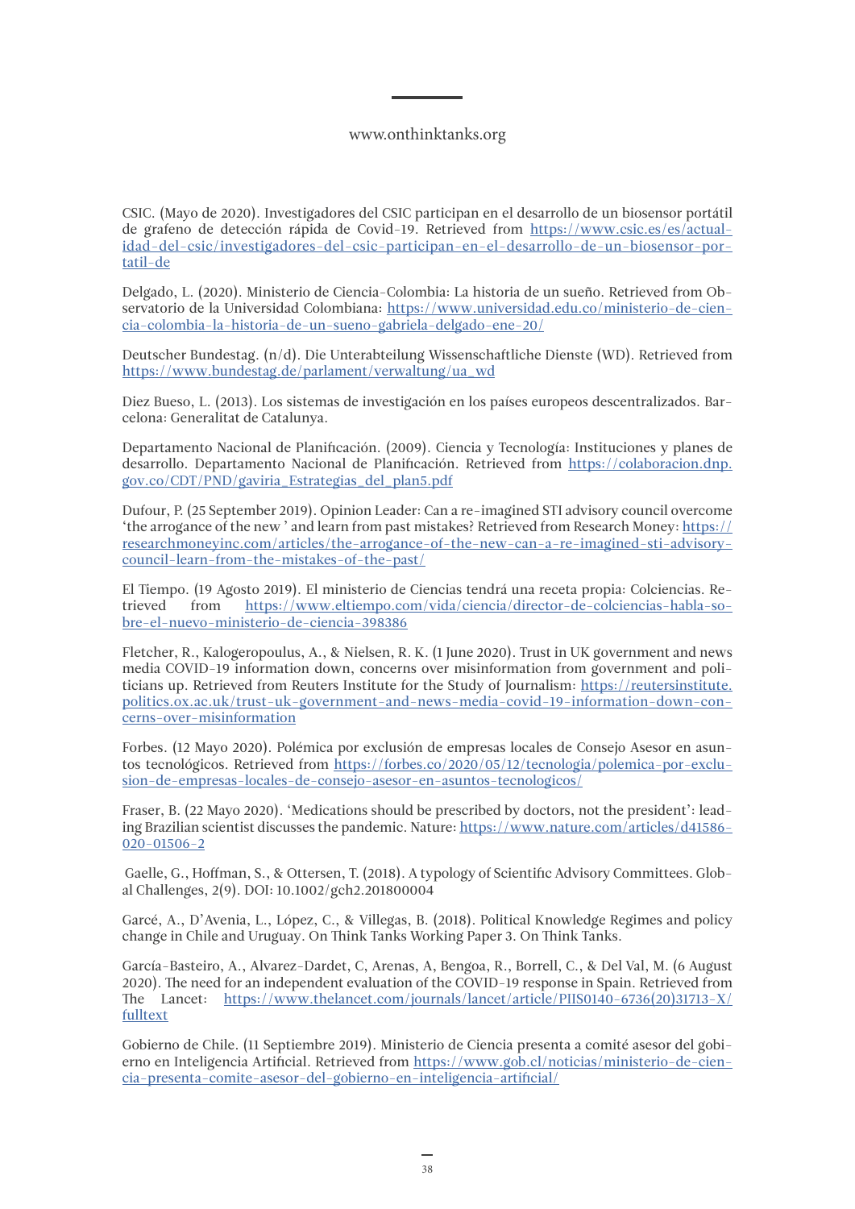CSIC. (Mayo de 2020). Investigadores del CSIC participan en el desarrollo de un biosensor portátil de grafeno de detección rápida de Covid-19. Retrieved from https://www.csic.es/es/actualidad-del-csic/investigadores-del-csic-participan-en-el-desarrollo-de-un-biosensor-portatil-de

Delgado, L. (2020). Ministerio de Ciencia-Colombia: La historia de un sueño. Retrieved from Observatorio de la Universidad Colombiana: https://www.universidad.edu.co/ministerio-de-ciencia-colombia-la-historia-de-un-sueno-gabriela-delgado-ene-20/

Deutscher Bundestag. (n/d). Die Unterabteilung Wissenschaftliche Dienste (WD). Retrieved from https://www.bundestag.de/parlament/verwaltung/ua_wd

Diez Bueso, L. (2013). Los sistemas de investigación en los países europeos descentralizados. Barcelona: Generalitat de Catalunya.

Departamento Nacional de Planificación. (2009). Ciencia y Tecnología: Instituciones y planes de desarrollo. Departamento Nacional de Planificación. Retrieved from https://colaboracion.dnp.gov.co/CDT/PND/gaviria_Estrategias_del_plan5.pdf

Dufour, P. (25 September 2019). Opinion Leader: Can a re-imagined STI advisory council overcome 'the arrogance of the new ' and learn from past mistakes? Retrieved from Research Money: https://researchmoneyinc.com/articles/the-arrogance-of-the-new-can-a-re-imagined-sti-advisory-council-learn-from-the-mistakes-of-the-past/

El Tiempo. (19 Agosto 2019). El ministerio de Ciencias tendrá una receta propia: Colciencias. Retrieved from https://www.eltiempo.com/vida/ciencia/director-de-colciencias-habla-sobre-el-nuevo-ministerio-de-ciencia-398386

Fletcher, R., Kalogeropoulus, A., & Nielsen, R. K. (1 June 2020). Trust in UK government and news media COVID-19 information down, concerns over misinformation from government and politicians up. Retrieved from Reuters Institute for the Study of Journalism: https://reutersinstitute.politics.ox.ac.uk/trust-uk-government-and-news-media-covid-19-information-down-concerns-over-misinformation

Forbes. (12 Mayo 2020). Polémica por exclusión de empresas locales de Consejo Asesor en asuntos tecnológicos. Retrieved from https://forbes.co/2020/05/12/tecnologia/polemica-por-exclusion-de-empresas-locales-de-consejo-asesor-en-asuntos-tecnologicos/

Fraser, B. (22 Mayo 2020). 'Medications should be prescribed by doctors, not the president': leading Brazilian scientist discusses the pandemic. Nature: https://www.nature.com/articles/d41586-020-01506-2

Gaelle, G., Hoffman, S., & Ottersen, T. (2018). A typology of Scientific Advisory Committees. Global Challenges, 2(9). DOI: 10.1002/gch2.201800004

Garcé, A., D'Avenia, L., López, C., & Villegas, B. (2018). Political Knowledge Regimes and policy change in Chile and Uruguay. On Think Tanks Working Paper 3. On Think Tanks.

García-Basteiro, A., Alvarez-Dardet, C, Arenas, A, Bengoa, R., Borrell, C., & Del Val, M. (6 August 2020). The need for an independent evaluation of the COVID-19 response in Spain. Retrieved from The Lancet: https://www.thelancet.com/journals/lancet/article/PIIS0140-6736(20)31713-X/fulltext

Gobierno de Chile. (11 Septiembre 2019). Ministerio de Ciencia presenta a comité asesor del gobierno en Inteligencia Artificial. Retrieved from https://www.gob.cl/noticias/ministerio-de-ciencia-presenta-comite-asesor-del-gobierno-en-inteligencia-artificial/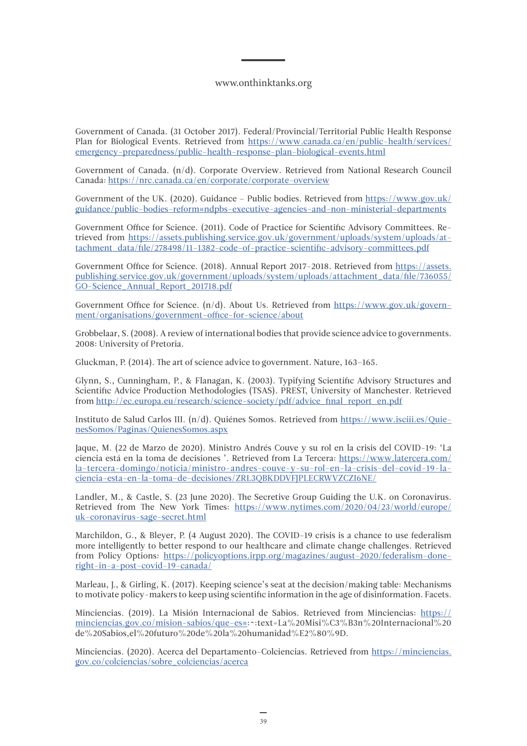Government of Canada. (31 October 2017). Federal/Provincial/Territorial Public Health Response Plan for Biological Events. Retrieved from https://www.canada.ca/en/public-health/services/emergency-preparedness/public-health-response-plan-biological-events.html

Government of Canada. (n/d). Corporate Overview. Retrieved from National Research Council Canada: https://nrc.canada.ca/en/corporate/corporate-overview

Government of the UK. (2020). Guidance – Public bodies. Retrieved from https://www.gov.uk/guidance/public-bodies-reform#ndpbs-executive-agencies-and-non-ministerial-departments

Government Office for Science. (2011). Code of Practice for Scientific Advisory Committees. Retrieved from https://assets.publishing.service.gov.uk/government/uploads/system/uploads/attachment_data/file/278498/11-1382-code-of-practice-scientific-advisory-committees.pdf

Government Office for Science. (2018). Annual Report 2017-2018. Retrieved from https://assets.publishing.service.gov.uk/government/uploads/system/uploads/attachment_data/file/736055/GO-Science_Annual_Report_201718.pdf

Government Office for Science. (n/d). About Us. Retrieved from https://www.gov.uk/government/organisations/government-office-for-science/about

Grobbelaar, S. (2008). A review of international bodies that provide science advice to governments. 2008: University of Pretoria.

Gluckman, P. (2014). The art of science advice to government. Nature, 163-165.

Glynn, S., Cunningham, P., & Flanagan, K. (2003). Typifying Scientific Advisory Structures and Scientific Advice Production Methodologies (TSAS). PREST, University of Manchester. Retrieved from http://ec.europa.eu/research/science-society/pdf/advice_final_report_en.pdf

Instituto de Salud Carlos III. (n/d). Quiénes Somos. Retrieved from https://www.isciii.es/QuienesSomos/Paginas/QuienesSomos.aspx

Jaque, M. (22 de Marzo de 2020). Ministro Andrés Couve y su rol en la crisis del COVID-19: 'La ciencia está en la toma de decisiones '. Retrieved from La Tercera: https://www.latercera.com/la-tercera-domingo/noticia/ministro-andres-couve-y-su-rol-en-la-crisis-del-covid-19-la-ciencia-esta-en-la-toma-de-decisiones/ZRL3QBKDDVFJPLECRWVZCZI6NE/

Landler, M., & Castle, S. (23 June 2020). The Secretive Group Guiding the U.K. on Coronavirus. Retrieved from The New York Times: https://www.nytimes.com/2020/04/23/world/europe/uk-coronavirus-sage-secret.html

Marchildon, G., & Bleyer, P. (4 August 2020). The COVID-19 crisis is a chance to use federalism more intelligently to better respond to our healthcare and climate change challenges. Retrieved from Policy Options: https://policyoptions.irpp.org/magazines/august-2020/federalism-done-right-in-a-post-covid-19-canada/

Marleau, J., & Girling, K. (2017). Keeping science's seat at the decision/making table: Mechanisms to motivate policy-makers to keep using scientific information in the age of disinformation. Facets.

Minciencias. (2019). La Misión Internacional de Sabios. Retrieved from Minciencias: https://minciencias.gov.co/mision-sabios/que-es#:~:text=La%20Misi%C3%B3n%20Internacional%20de%20Sabios,el%20futuro%20de%20la%20humanidad%E2%80%9D.

Minciencias. (2020). Acerca del Departamento-Colciencias. Retrieved from https://minciencias.gov.co/colciencias/sobre_colciencias/acerca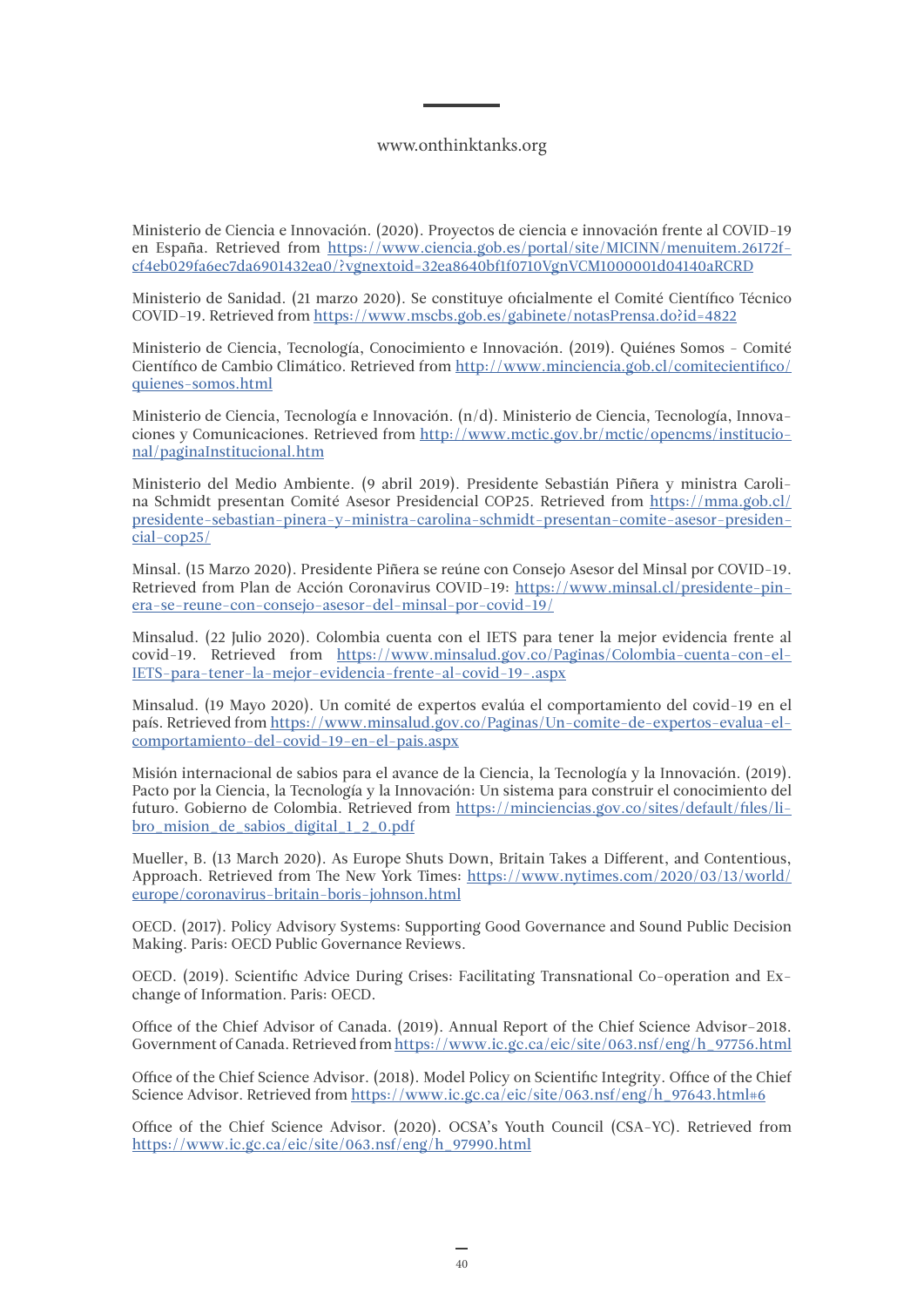Ministerio de Ciencia e Innovación. (2020). Proyectos de ciencia e innovación frente al COVID-19 en España. Retrieved from https://www.ciencia.gob.es/portal/site/MICINN/menuitem.26172fcf4eb029fa6ec7da6901432ea0/?vgnextoid=32ea8640bf1f0710VgnVCM1000001d04140aRCRD

Ministerio de Sanidad. (21 marzo 2020). Se constituye oficialmente el Comité Científico Técnico COVID-19. Retrieved from https://www.mscbs.gob.es/gabinete/notasPrensa.do?id=4822

Ministerio de Ciencia, Tecnología, Conocimiento e Innovación. (2019). Quiénes Somos - Comité Científico de Cambio Climático. Retrieved from http://www.minciencia.gob.cl/comitecientifico/quienes-somos.html

Ministerio de Ciencia, Tecnología e Innovación. (n/d). Ministerio de Ciencia, Tecnología, Innovaciones y Comunicaciones. Retrieved from http://www.mctic.gov.br/mctic/opencms/institucional/paginaInstitucional.htm

Ministerio del Medio Ambiente. (9 abril 2019). Presidente Sebastián Piñera y ministra Carolina Schmidt presentan Comité Asesor Presidencial COP25. Retrieved from https://mma.gob.cl/presidente-sebastian-pinera-y-ministra-carolina-schmidt-presentan-comite-asesor-presidencial-cop25/

Minsal. (15 Marzo 2020). Presidente Piñera se reúne con Consejo Asesor del Minsal por COVID-19. Retrieved from Plan de Acción Coronavirus COVID-19: https://www.minsal.cl/presidente-pinera-se-reune-con-consejo-asesor-del-minsal-por-covid-19/

Minsalud. (22 Julio 2020). Colombia cuenta con el IETS para tener la mejor evidencia frente al covid-19. Retrieved from https://www.minsalud.gov.co/Paginas/Colombia-cuenta-con-el-IETS-para-tener-la-mejor-evidencia-frente-al-covid-19-.aspx

Minsalud. (19 Mayo 2020). Un comité de expertos evalúa el comportamiento del covid-19 en el país. Retrieved from https://www.minsalud.gov.co/Paginas/Un-comite-de-expertos-evalua-el-comportamiento-del-covid-19-en-el-pais.aspx

Misión internacional de sabios para el avance de la Ciencia, la Tecnología y la Innovación. (2019). Pacto por la Ciencia, la Tecnología y la Innovación: Un sistema para construir el conocimiento del futuro. Gobierno de Colombia. Retrieved from https://minciencias.gov.co/sites/default/files/libro_mision_de_sabios_digital_1_2_0.pdf

Mueller, B. (13 March 2020). As Europe Shuts Down, Britain Takes a Different, and Contentious, Approach. Retrieved from The New York Times: https://www.nytimes.com/2020/03/13/world/europe/coronavirus-britain-boris-johnson.html

OECD. (2017). Policy Advisory Systems: Supporting Good Governance and Sound Public Decision Making. Paris: OECD Public Governance Reviews.

OECD. (2019). Scientific Advice During Crises: Facilitating Transnational Co-operation and Exchange of Information. Paris: OECD.

Office of the Chief Advisor of Canada. (2019). Annual Report of the Chief Science Advisor-2018. Government of Canada. Retrieved from https://www.ic.gc.ca/eic/site/063.nsf/eng/h_97756.html

Office of the Chief Science Advisor. (2018). Model Policy on Scientific Integrity. Office of the Chief Science Advisor. Retrieved from https://www.ic.gc.ca/eic/site/063.nsf/eng/h_97643.html#6

Office of the Chief Science Advisor. (2020). OCSA's Youth Council (CSA-YC). Retrieved from https://www.ic.gc.ca/eic/site/063.nsf/eng/h_97990.html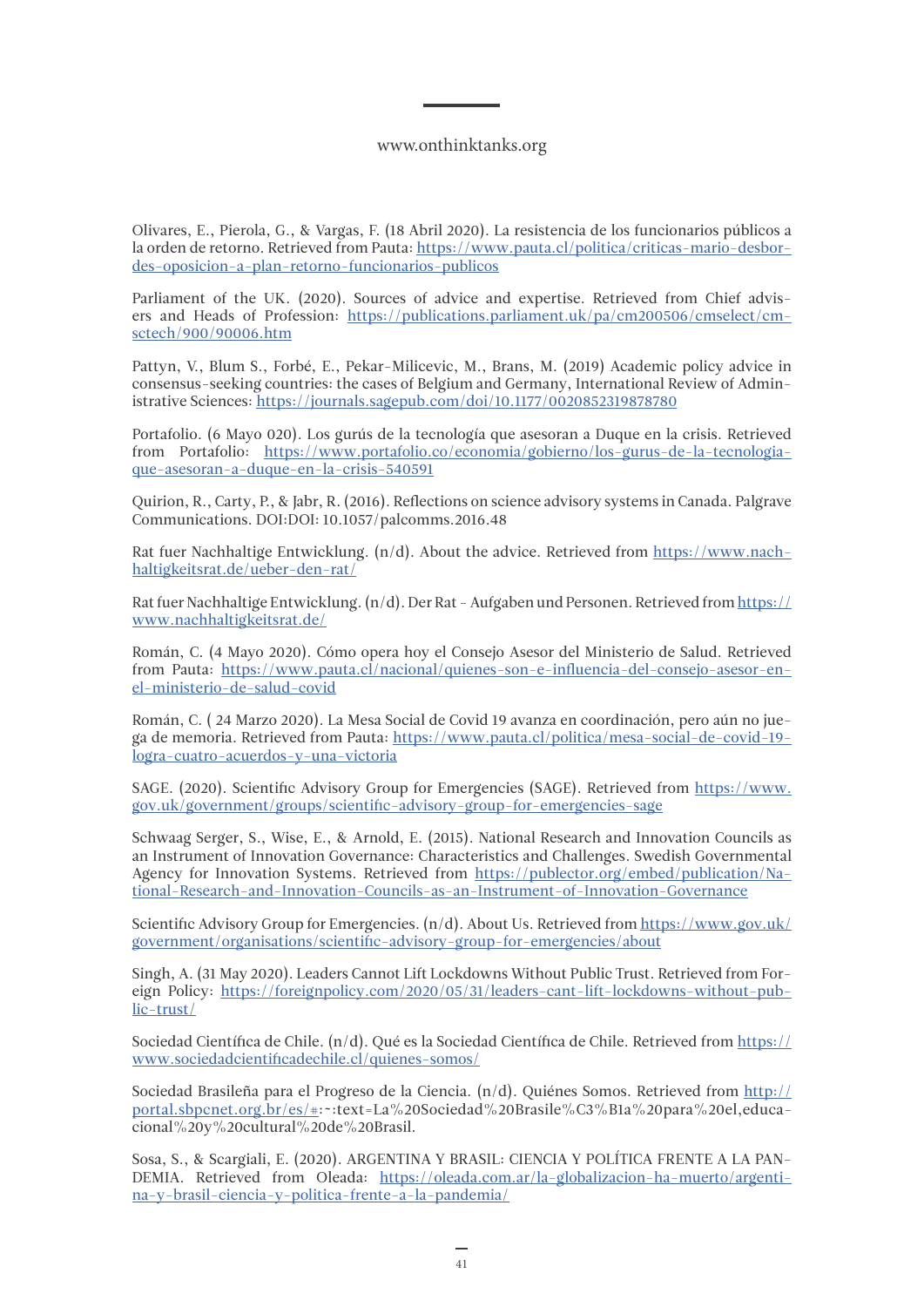Olivares, E., Pierola, G., & Vargas, F. (18 Abril 2020). La resistencia de los funcionarios públicos a la orden de retorno. Retrieved from Pauta: https://www.pauta.cl/politica/criticas-mario-desbordes-oposicion-a-plan-retorno-funcionarios-publicos

Parliament of the UK. (2020). Sources of advice and expertise. Retrieved from Chief advisers and Heads of Profession: https://publications.parliament.uk/pa/cm200506/cmselect/cmsctech/900/90006.htm

Pattyn, V., Blum S., Forbé, E., Pekar-Milicevic, M., Brans, M. (2019) Academic policy advice in consensus-seeking countries: the cases of Belgium and Germany, International Review of Administrative Sciences: https://journals.sagepub.com/doi/10.1177/0020852319878780

Portafolio. (6 Mayo 020). Los gurús de la tecnología que asesoran a Duque en la crisis. Retrieved from Portafolio: https://www.portafolio.co/economia/gobierno/los-gurus-de-la-tecnologia-que-asesoran-a-duque-en-la-crisis-540591

Quirion, R., Carty, P., & Jabr, R. (2016). Reflections on science advisory systems in Canada. Palgrave Communications. DOI:DOI: 10.1057/palcomms.2016.48

Rat fuer Nachhaltige Entwicklung. (n/d). About the advice. Retrieved from https://www.nachhaltigkeitsrat.de/ueber-den-rat/

Rat fuer Nachhaltige Entwicklung. (n/d). Der Rat - Aufgaben und Personen. Retrieved from https://www.nachhaltigkeitsrat.de/

Román, C. (4 Mayo 2020). Cómo opera hoy el Consejo Asesor del Ministerio de Salud. Retrieved from Pauta: https://www.pauta.cl/nacional/quienes-son-e-influencia-del-consejo-asesor-en-el-ministerio-de-salud-covid

Román, C. ( 24 Marzo 2020). La Mesa Social de Covid 19 avanza en coordinación, pero aún no juega de memoria. Retrieved from Pauta: https://www.pauta.cl/politica/mesa-social-de-covid-19-logra-cuatro-acuerdos-y-una-victoria

SAGE. (2020). Scientific Advisory Group for Emergencies (SAGE). Retrieved from https://www.gov.uk/government/groups/scientific-advisory-group-for-emergencies-sage

Schwaag Serger, S., Wise, E., & Arnold, E. (2015). National Research and Innovation Councils as an Instrument of Innovation Governance: Characteristics and Challenges. Swedish Governmental Agency for Innovation Systems. Retrieved from https://publector.org/embed/publication/National-Research-and-Innovation-Councils-as-an-Instrument-of-Innovation-Governance

Scientific Advisory Group for Emergencies. (n/d). About Us. Retrieved from https://www.gov.uk/government/organisations/scientific-advisory-group-for-emergencies/about

Singh, A. (31 May 2020). Leaders Cannot Lift Lockdowns Without Public Trust. Retrieved from Foreign Policy: https://foreignpolicy.com/2020/05/31/leaders-cant-lift-lockdowns-without-public-trust/

Sociedad Científica de Chile. (n/d). Qué es la Sociedad Científica de Chile. Retrieved from https://www.sociedadcientificadechile.cl/quienes-somos/

Sociedad Brasileña para el Progreso de la Ciencia. (n/d). Quiénes Somos. Retrieved from http://portal.sbpcnet.org.br/es/#:~:text=La%20Sociedad%20Brasile%C3%B1a%20para%20el,educacional%20y%20cultural%20de%20Brasil.

Sosa, S., & Scargiali, E. (2020). ARGENTINA Y BRASIL: CIENCIA Y POLÍTICA FRENTE A LA PANDEMIA. Retrieved from Oleada: https://oleada.com.ar/la-globalizacion-ha-muerto/argentina-y-brasil-ciencia-y-politica-frente-a-la-pandemia/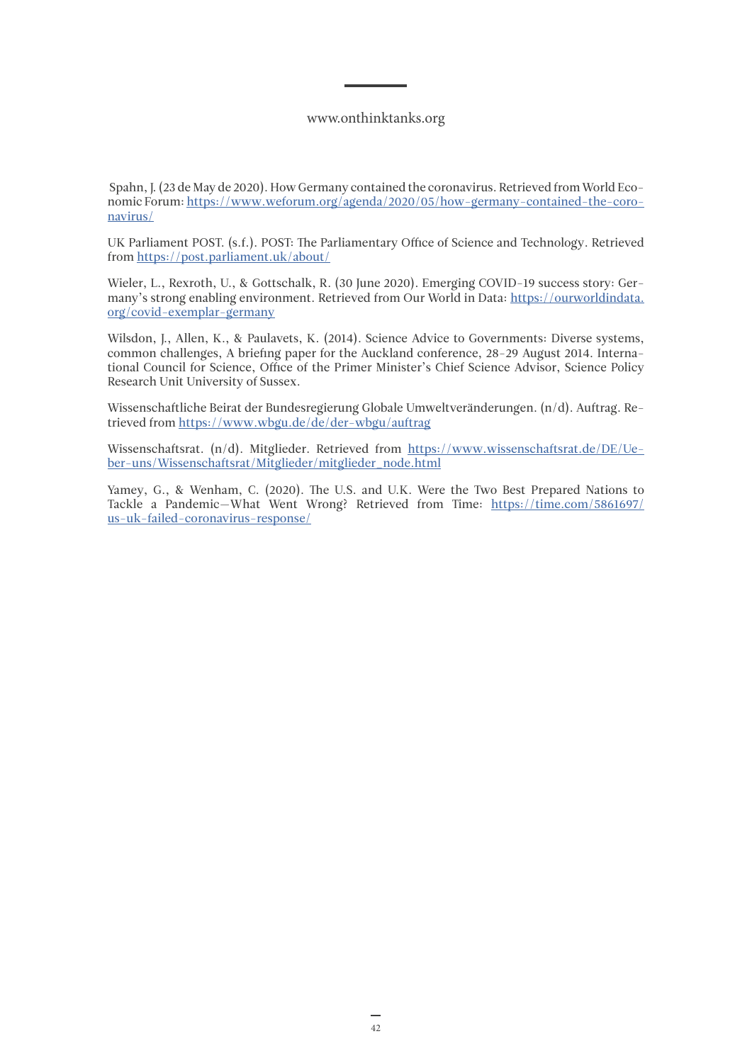Spahn, J. (23 de May de 2020). How Germany contained the coronavirus. Retrieved from World Economic Forum: https://www.weforum.org/agenda/2020/05/how-germany-contained-the-coronavirus/

UK Parliament POST. (s.f.). POST: The Parliamentary Office of Science and Technology. Retrieved from https://post.parliament.uk/about/

Wieler, L., Rexroth, U., & Gottschalk, R. (30 June 2020). Emerging COVID-19 success story: Germany's strong enabling environment. Retrieved from Our World in Data: https://ourworldindata.org/covid-exemplar-germany

Wilsdon, J., Allen, K., & Paulavets, K. (2014). Science Advice to Governments: Diverse systems, common challenges, A briefing paper for the Auckland conference, 28-29 August 2014. International Council for Science, Office of the Primer Minister's Chief Science Advisor, Science Policy Research Unit University of Sussex.

Wissenschaftliche Beirat der Bundesregierung Globale Umweltveränderungen. (n/d). Auftrag. Retrieved from https://www.wbgu.de/de/der-wbgu/auftrag

Wissenschaftsrat. (n/d). Mitglieder. Retrieved from https://www.wissenschaftsrat.de/DE/Ueber-uns/Wissenschaftsrat/Mitglieder/mitglieder_node.html

Yamey, G., & Wenham, C. (2020). The U.S. and U.K. Were the Two Best Prepared Nations to Tackle a Pandemic—What Went Wrong? Retrieved from Time: https://time.com/5861697/us-uk-failed-coronavirus-response/